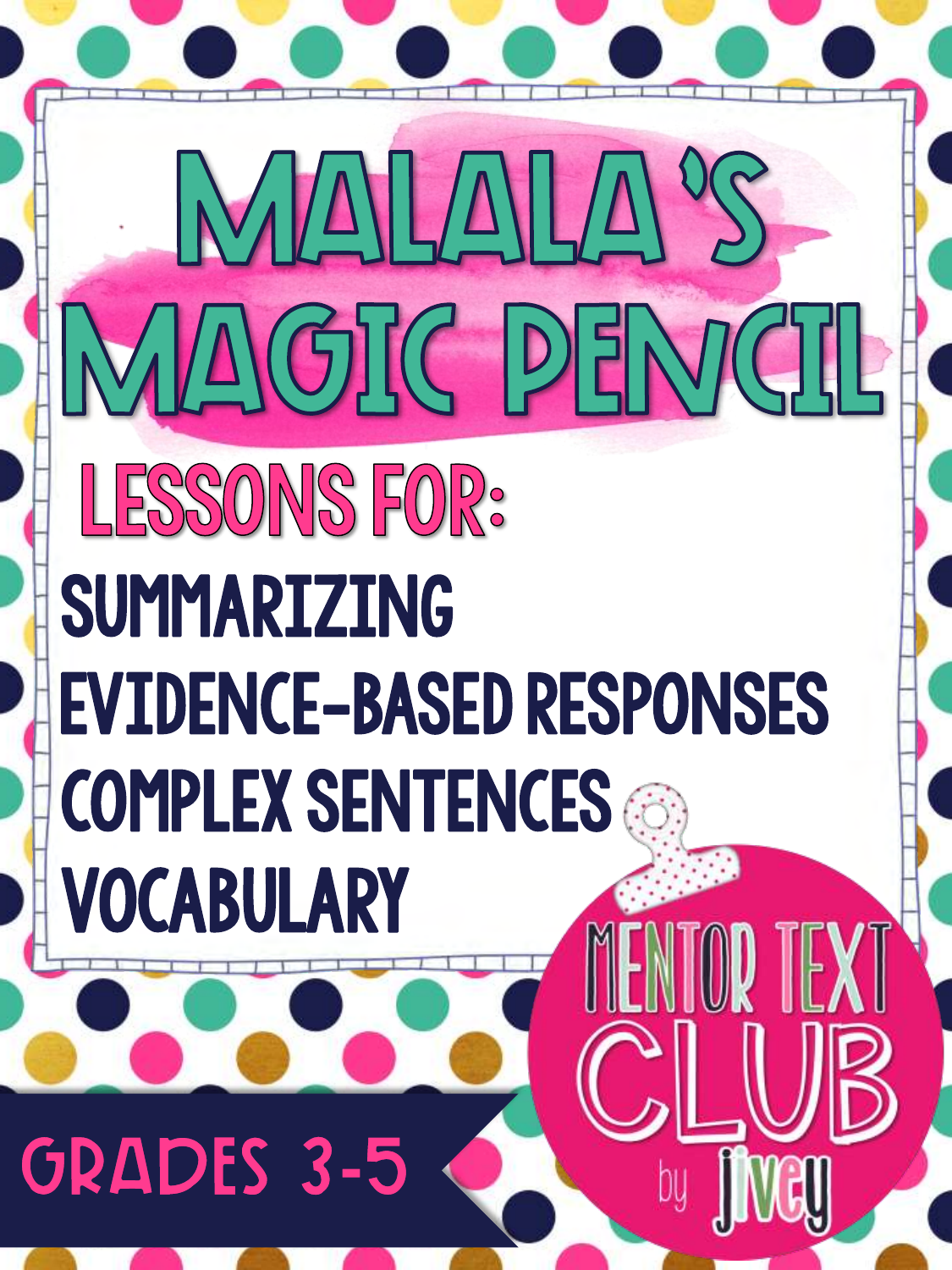# MALALA'S MAGIC PENCIL

## LESSONS FOR:

- SUMMARIZING
- EVIDENCE-BASED RESPONSES
- COMPLEX SENTENCES
- VOCABULARY

MENTOR TEXT CLUB by jivey

GRADES 3-5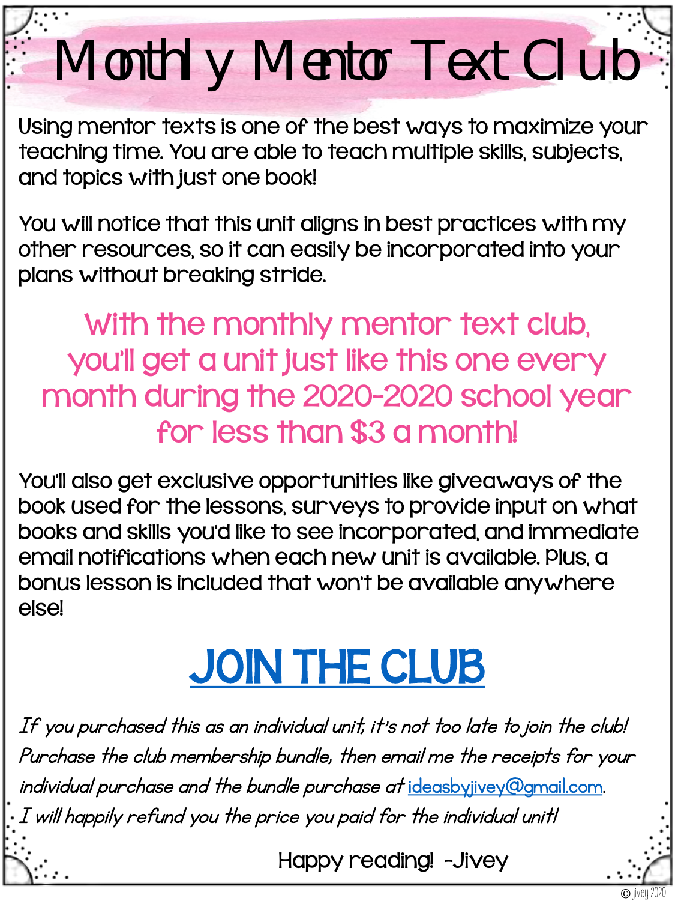# Monthly Mentor Text Club

Using mentor texts is one of the best ways to maximize your teaching time. You are able to teach multiple skills, subjects, and topics with just one book!

You will notice that this unit aligns in best practices with my other resources, so it can easily be incorporated into your plans without breaking stride.

**With the monthly mentor text club, you'll get a unit just like this one every month during the 2020-2020 school year for less than $3 a month!**

You'll also get exclusive opportunities like giveaways of the book used for the lessons, surveys to provide input on what books and skills you'd like to see incorporated, and immediate email notifications when each new unit is available. Plus, a bonus lesson is included that won't be available anywhere else!

## JOIN THE CLUB

*If you purchased this as an individual unit, it's not too late to join the club! Purchase the club membership bundle, then email me the receipts for your individual purchase and the bundle purchase at ideasbyjivey@gmail.com. I will happily refund you the price you paid for the individual unit!*

Happy reading! -Jivey

© jivey 2020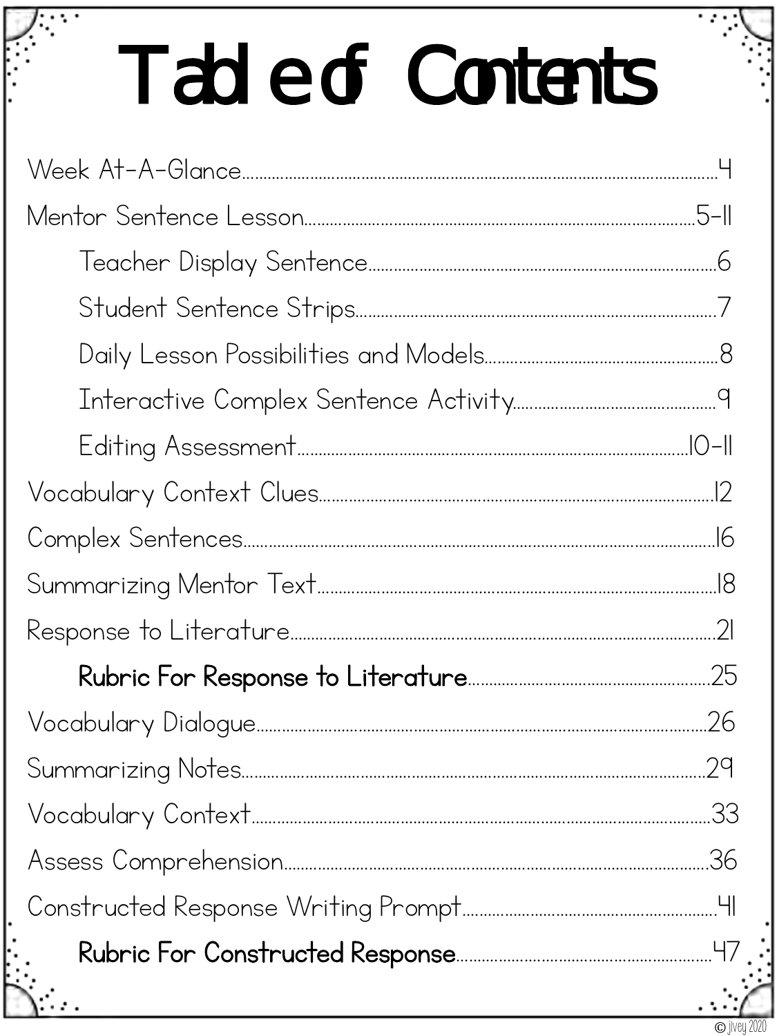# Table of Contents

- Week At-A-Glance.....4
- Mentor Sentence Lesson.....5-11
  - Teacher Display Sentence.....6
  - Student Sentence Strips.....7
  - Daily Lesson Possibilities and Models.....8
  - Interactive Complex Sentence Activity.....9
  - Editing Assessment.....10-11
- Vocabulary Context Clues.....12
- Complex Sentences.....16
- Summarizing Mentor Text.....18
- Response to Literature.....21
  - **Rubric For Response to Literature**.....25
- Vocabulary Dialogue.....26
- Summarizing Notes.....29
- Vocabulary Context.....33
- Assess Comprehension.....36
- Constructed Response Writing Prompt.....41
  - **Rubric For Constructed Response**.....47

© jivey 2020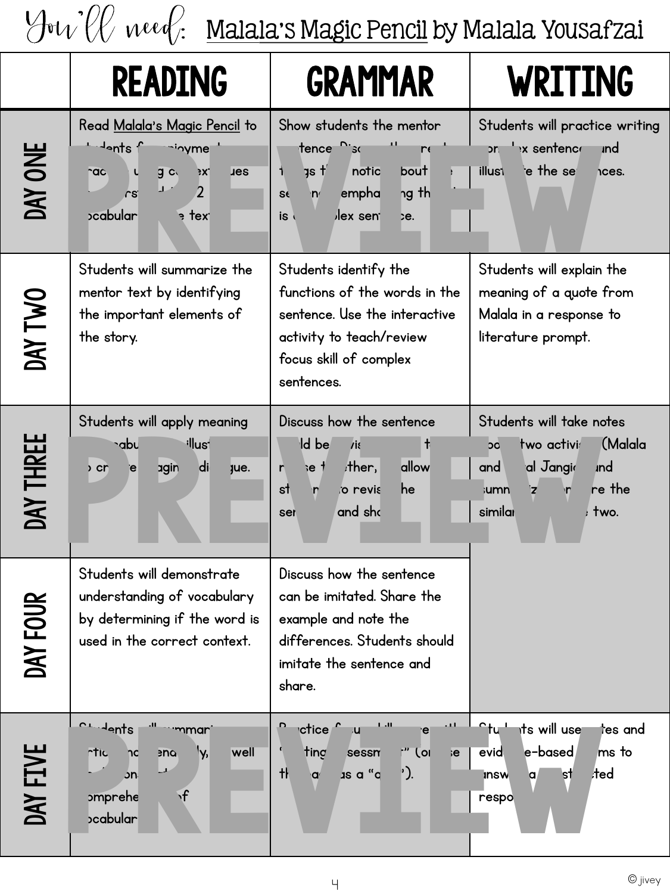# You'll need: Malala's Magic Pencil by Malala Yousafzai

| | READING | GRAMMAR | WRITING |
|---|---|---|---|
| DAY ONE | Read Malala's Magic Pencil to students for enjoyment. Practice using context clues to understand the 12 vocabulary in the text. | Show students the mentor sentence. Discuss the great things they notice about the sentence emphasizing that it is a complex sentence. | Students will practice writing complex sentences and illustrate the sentences. |
| DAY TWO | Students will summarize the mentor text by identifying the important elements of the story. | Students identify the functions of the words in the sentence. Use the interactive activity to teach/review focus skill of complex sentences. | Students will explain the meaning of a quote from Malala in a response to literature prompt. |
| DAY THREE | Students will apply meaning of vocabulary and illustrate to create imaginary dialogue. | Discuss how the sentence could be revised. Revise together, then allow students to revise the sentence and share. | Students will take notes about two activists (Malala and Kailal Jangid) and summarize or compare the similarities of the two. |
| DAY FOUR | Students will demonstrate understanding of vocabulary by determining if the word is used in the correct context. | Discuss how the sentence can be imitated. Share the example and note the differences. Students should imitate the sentence and share. | |
| DAY FIVE | Students will summarize articles independently, as well as questions and comprehension of vocabulary. | Practice focus skill with "editing assessment" (or use this as a "quiz"). | Students will use notes and evidence-based terms to answer a constructed response. |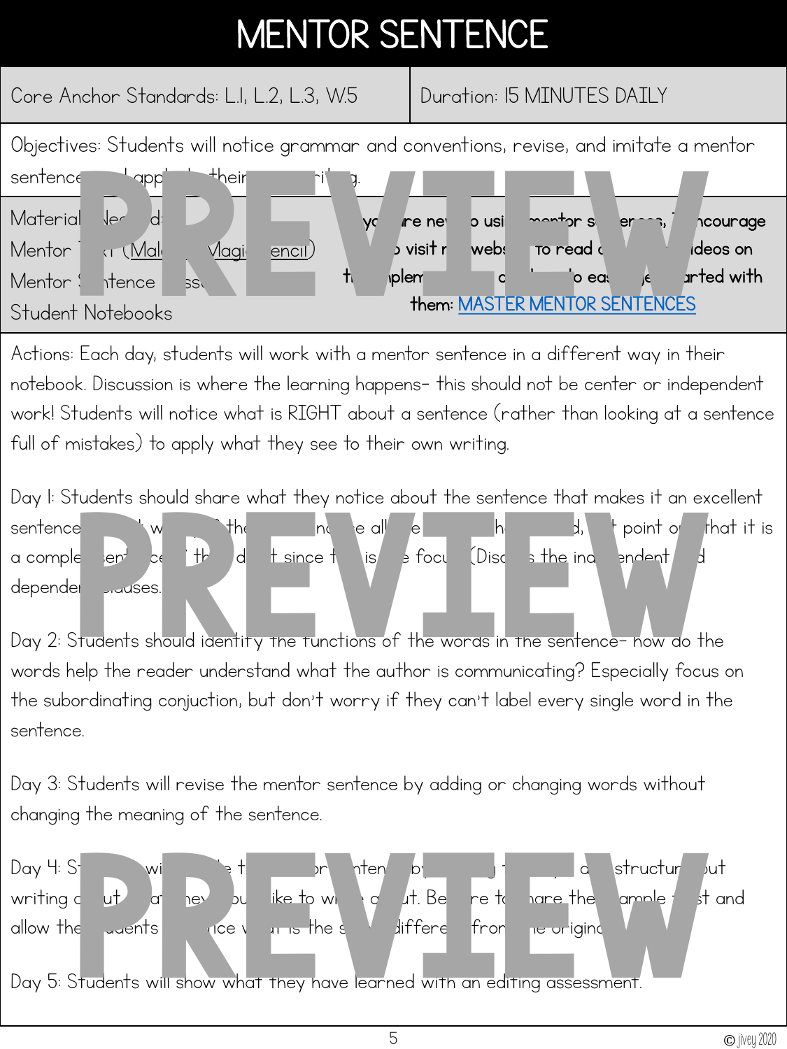# MENTOR SENTENCE

| Core Anchor Standards: L.1, L.2, L.3, W.5 | Duration: 15 MINUTES DAILY |
|---|---|

Objectives: Students will notice grammar and conventions, revise, and imitate a mentor sentence and apply to their writing.

Materials Needed:
Mentor Text (Malcolm Magic Pencil)
Mentor Sentence Lesson
Student Notebooks

**If you are new to using mentor sentences, I encourage you to visit my website to read and watch videos on the implementation and how to easily get started with them: MASTER MENTOR SENTENCES**

Actions: Each day, students will work with a mentor sentence in a different way in their notebook. Discussion is where the learning happens- this should not be center or independent work! Students will notice what is RIGHT about a sentence (rather than looking at a sentence full of mistakes) to apply what they see to their own writing.

Day 1: Students should share what they notice about the sentence that makes it an excellent sentence. ... point out that it is a complex sentence ... since this is the focus. Discuss the independent and dependent clauses.

Day 2: Students should identify the functions of the words in the sentence- how do the words help the reader understand what the author is communicating? Especially focus on the subordinating conjuction, but don't worry if they can't label every single word in the sentence.

Day 3: Students will revise the mentor sentence by adding or changing words without changing the meaning of the sentence.

Day 4: Students will imitate the mentor sentence by ... structure but writing about what they would like to write about. Be sure to share the example first and allow the students to notice what is the same/different from the original.

Day 5: Students will show what they have learned with an editing assessment.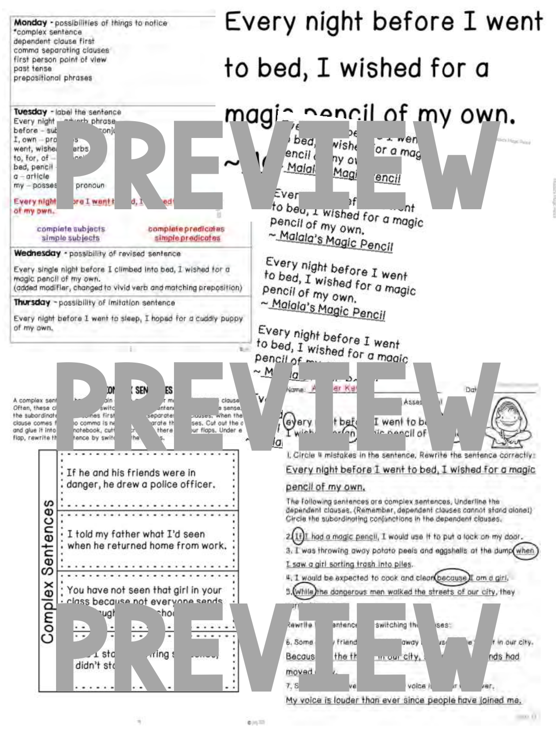**Monday** - possibilities of things to notice
*complex sentence
dependent clause first
comma separating clauses
first person point of view
past tense
prepositional phrases

**Tuesday** - label the sentence
Every night – adverb phrase
before – sub... conj...
I, own – pro...
went, wishe... erbs
to, for, of –
bed, pencil
a – article
my – posses... pronoun

Every night ...ore I went t... d, I ... ed ... of my own.

complete subjects
simple subjects

complete predicates
simple predicates

**Wednesday** - possibility of revised sentence

Every single night before I climbed into bed, I wished for a magic pencil of my own.
(added modifier, changed to vivid verb and matching preposition)

**Thursday** - possibility of imitation sentence

Every night before I went to sleep, I hoped for a cuddly puppy of my own.

PREVIEW

Every night before I went to bed, I wished for a magic pencil of my own.

~ Malala's Magic Pencil

Every night before I went to bed, I wished for a magic pencil of my own.
~ Malala's Magic Pencil

Every night before I went to bed, I wished for a magic pencil of my own.
~ Malala's Magic Pencil

Every night before I went to bed, I wished for a magic pencil of my own.
~ Malala's Magic Pencil

PREVIEW

## COMPLEX SENTENCES

A complex sen... clause... Often, these c... switc... sentenc... a sense. ...the subordinate... comes first... separate... clauses. When the ...clause comes f... o comma is ne... arate th... ses. Cut out the ...and glue it into... notebook, cut... there... ur flaps. Under e... flap, rewrite th... ntence by switc... he ... s.

**Complex Sentences**

- If he and his friends were in danger, he drew a police officer.
- I told my father what I'd seen when he returned home from work.
- You have not seen that girl in your class because not everyone sends ...ugh... choo...
- ...I sto... ring s... didn't sto...

Name: Answer Key

Assess...

every ... t bef... I went to b... I wis... an ... ic pencil of...

1. Circle 4 mistakes in the sentence. Rewrite the sentence correctly:
Every night before I went to bed, I wished for a magic pencil of my own.

The following sentences are complex sentences. Underline the dependent clauses. (Remember, dependent clauses cannot stand alone!) Circle the subordinating conjunctions in the dependent clauses.

2. If I had a magic pencil, I would use it to put a lock on my door.
3. I was throwing away potato peels and eggshells at the dump when I saw a girl sorting trash into piles.
4. I would be expected to cook and clean because I am a girl.
5. While the dangerous men walked the streets of our city, they ...

Rewrite ... entence ... switching th... ses:

6. Some ... friend ... away ... e ... t in our city.
Becaus... the th... in our city, ... nds had moved ...
7. S... ve ... voice i... ver.
My voice is louder than ever since people have joined me.

PREVIEW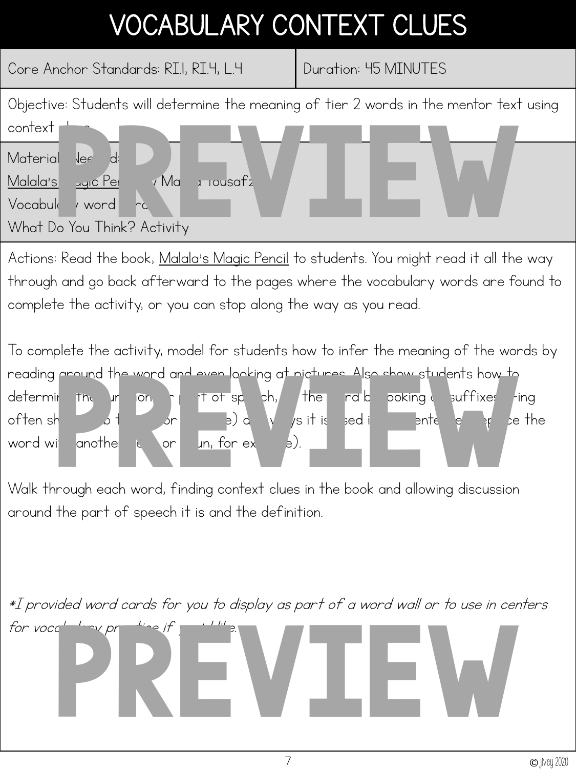# VOCABULARY CONTEXT CLUES

| Core Anchor Standards: RI.1, RI.4, L.4 | Duration: 45 MINUTES |
|---|---|

Objective: Students will determine the meaning of tier 2 words in the mentor text using context clues.

Materials Needed:
Malala's Magic Pencil by Malala Yousafzai
Vocabulary word cards
What Do You Think? Activity

Actions: Read the book, Malala's Magic Pencil to students. You might read it all the way through and go back afterward to the pages where the vocabulary words are found to complete the activity, or you can stop along the way as you read.

To complete the activity, model for students how to infer the meaning of the words by reading around the word and even looking at pictures. Also show students how to determine the function or part of speech, of the word by looking at suffixes (-ing often shows up for a verb or adjective) and ways it is used in the sentence (replace the word with another verb or noun, for example).

Walk through each word, finding context clues in the book and allowing discussion around the part of speech it is and the definition.

*I provided word cards for you to display as part of a word wall or to use in centers for vocabulary practice if you'd like.*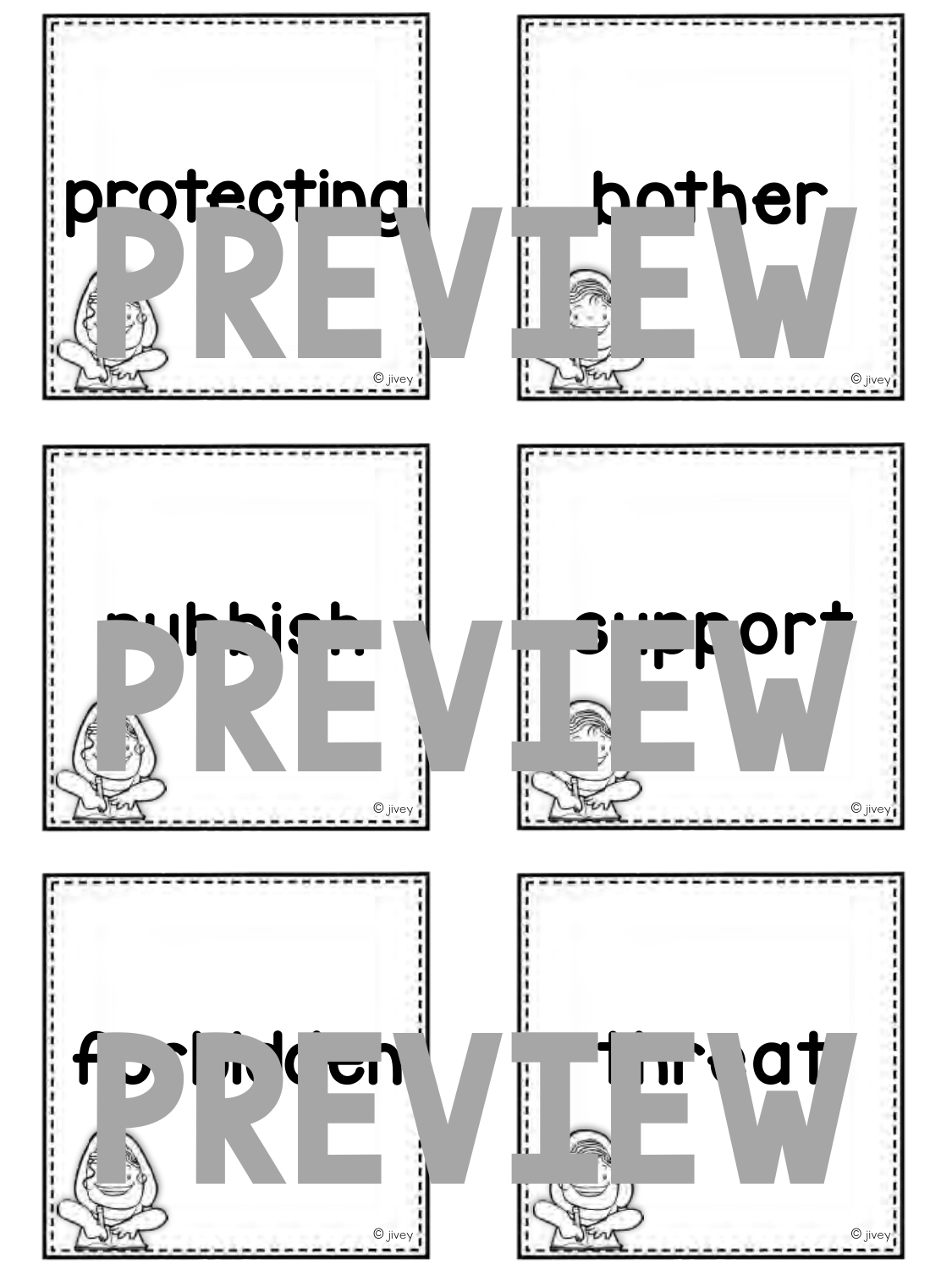protecting

PREVIEW

© jivey

bother

PREVIEW

© jivey

rubbish

PREVIEW

© jivey

support

PREVIEW

© jivey

forbidden

PREVIEW

© jivey

threat

PREVIEW

© jivey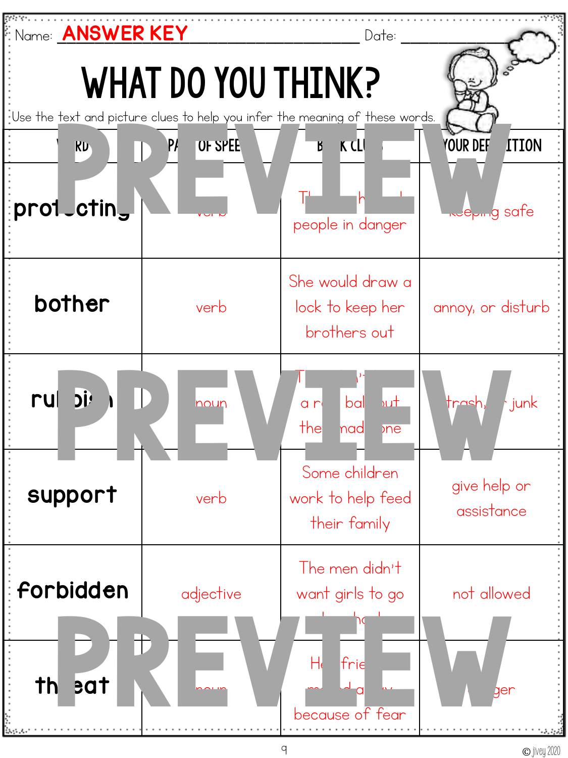Name: **ANSWER KEY** Date: ____________

# WHAT DO YOU THINK?

Use the text and picture clues to help you infer the meaning of these words.

| WORD | PART OF SPEECH | BOOK CLUE | YOUR DEFINITION |
|---|---|---|---|
| **protecting** | verb | Th... h... people in danger | keeping safe |
| **bother** | verb | She would draw a lock to keep her brothers out | annoy, or disturb |
| **rubbish** | noun | T... a r... bal... out the... mad... one | trash, or junk |
| **support** | verb | Some children work to help feed their family | give help or assistance |
| **forbidden** | adjective | The men didn't want girls to go ... | not allowed |
| **threat** | noun | Her frie... m... a... because of fear | ...ger |

© jivey 2020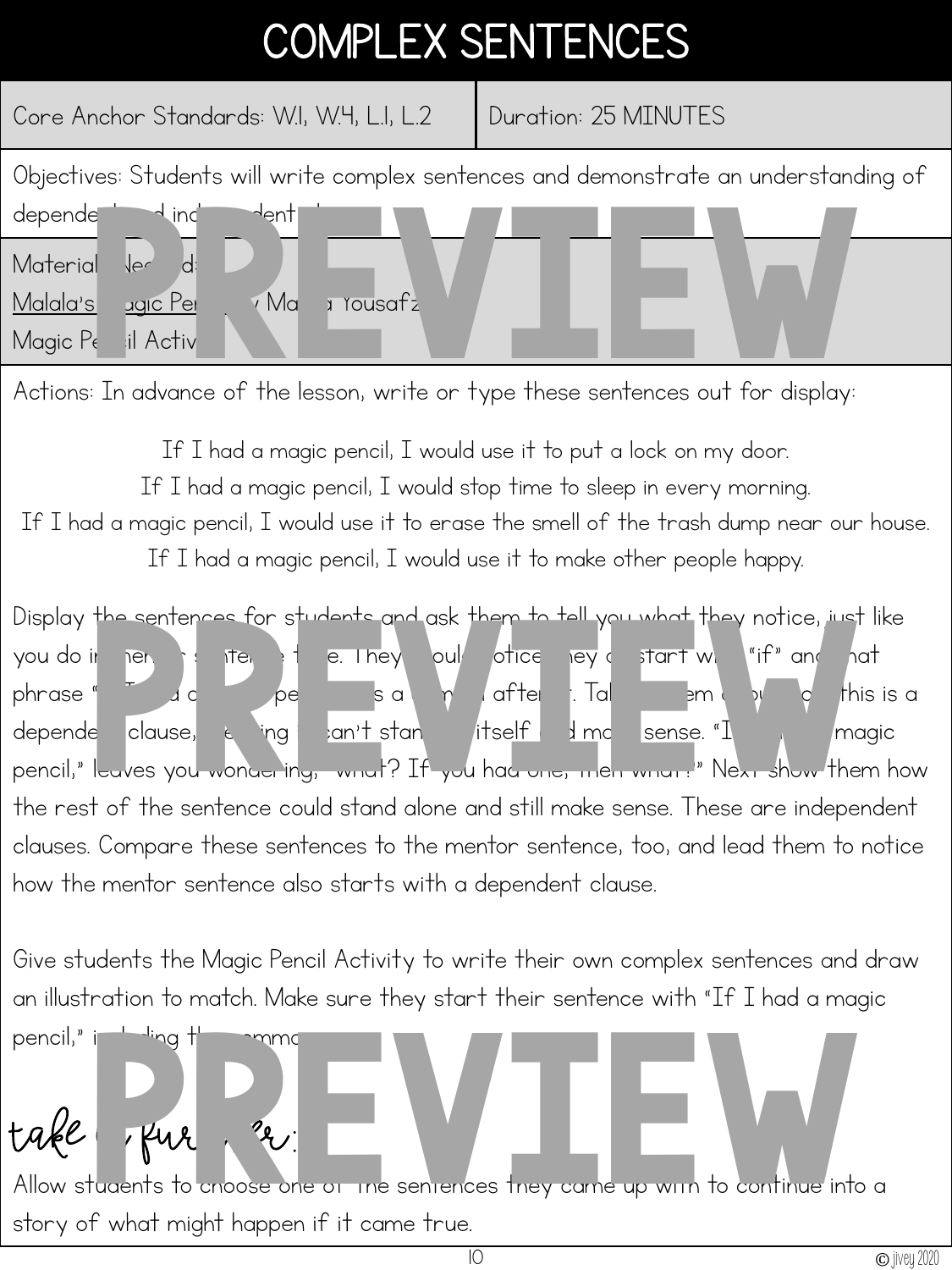# COMPLEX SENTENCES

| Core Anchor Standards: W.1, W.4, L.1, L.2 | Duration: 25 MINUTES |
| --- | --- |

Objectives: Students will write complex sentences and demonstrate an understanding of depende d ind dent

Material Nee d:
Malala's gic Pen Ma a Yousafz
Magic Pe il Activ

Actions: In advance of the lesson, write or type these sentences out for display:

If I had a magic pencil, I would use it to put a lock on my door.
If I had a magic pencil, I would stop time to sleep in every morning.
If I had a magic pencil, I would use it to erase the smell of the trash dump near our house.
If I had a magic pencil, I would use it to make other people happy.

Display the sentences for students and ask them to tell you what they notice, just like you do i ner s nte e t e. They oul otice ey start w "if" an hat phrase " a c pe s a a afte . Ta em o this is a depende clause, ing an't stan itself d m sense. "I magic pencil," leaves you wondering, "what? If you had one, then what?" Next show them how the rest of the sentence could stand alone and still make sense. These are independent clauses. Compare these sentences to the mentor sentence, too, and lead them to notice how the mentor sentence also starts with a dependent clause.

Give students the Magic Pencil Activity to write their own complex sentences and draw an illustration to match. Make sure they start their sentence with "If I had a magic pencil," i ing t mma

*take furt er:*

Allow students to choose one of the sentences they came up with to continue into a story of what might happen if it came true.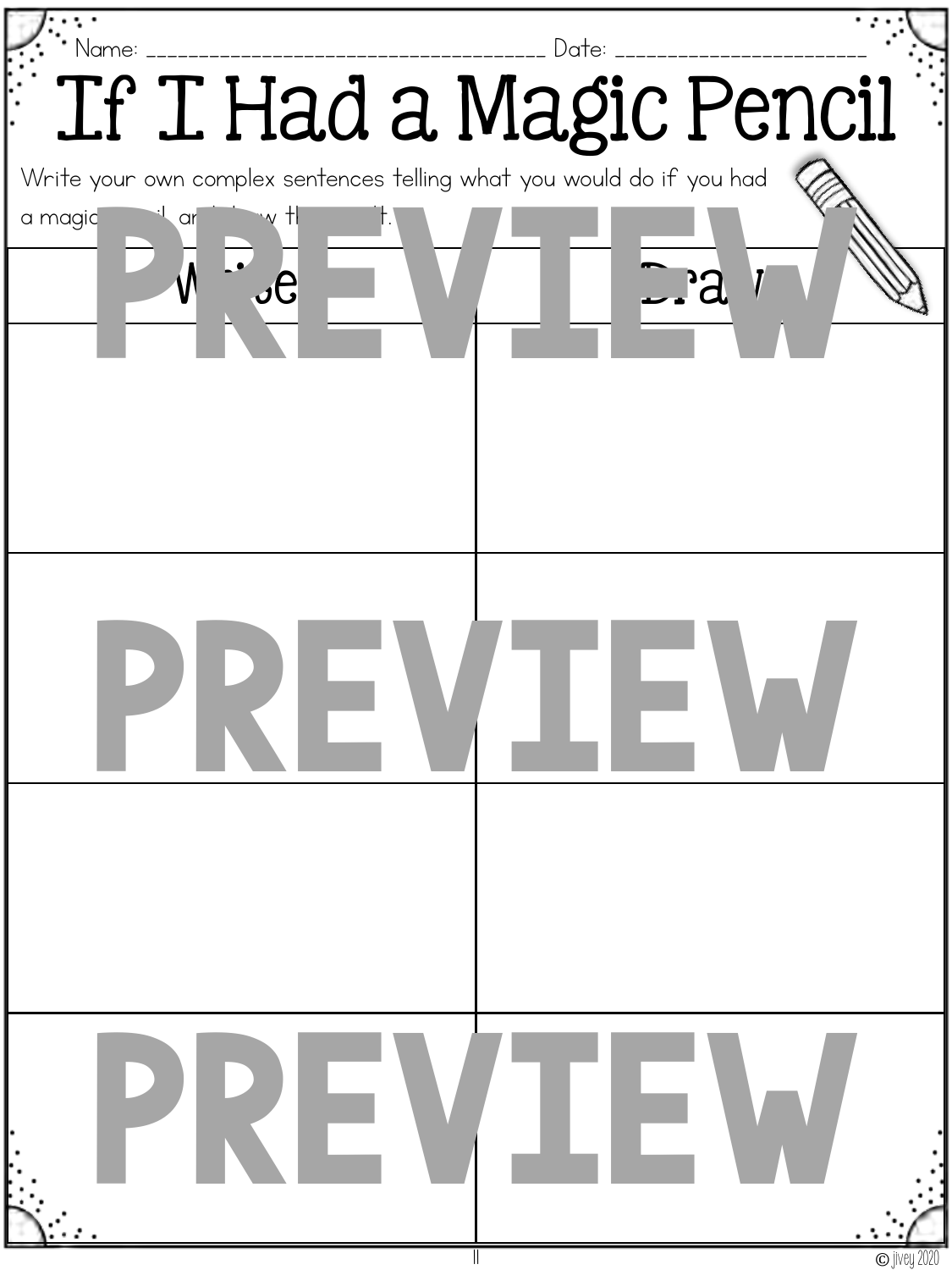Name: ___________________________________ Date: ______________________

# If I Had a Magic Pencil

Write your own complex sentences telling what you would do if you had a magic pencil and draw the result.

| Write | Draw |
|---|---|
| | |
| | |
| | |
| | |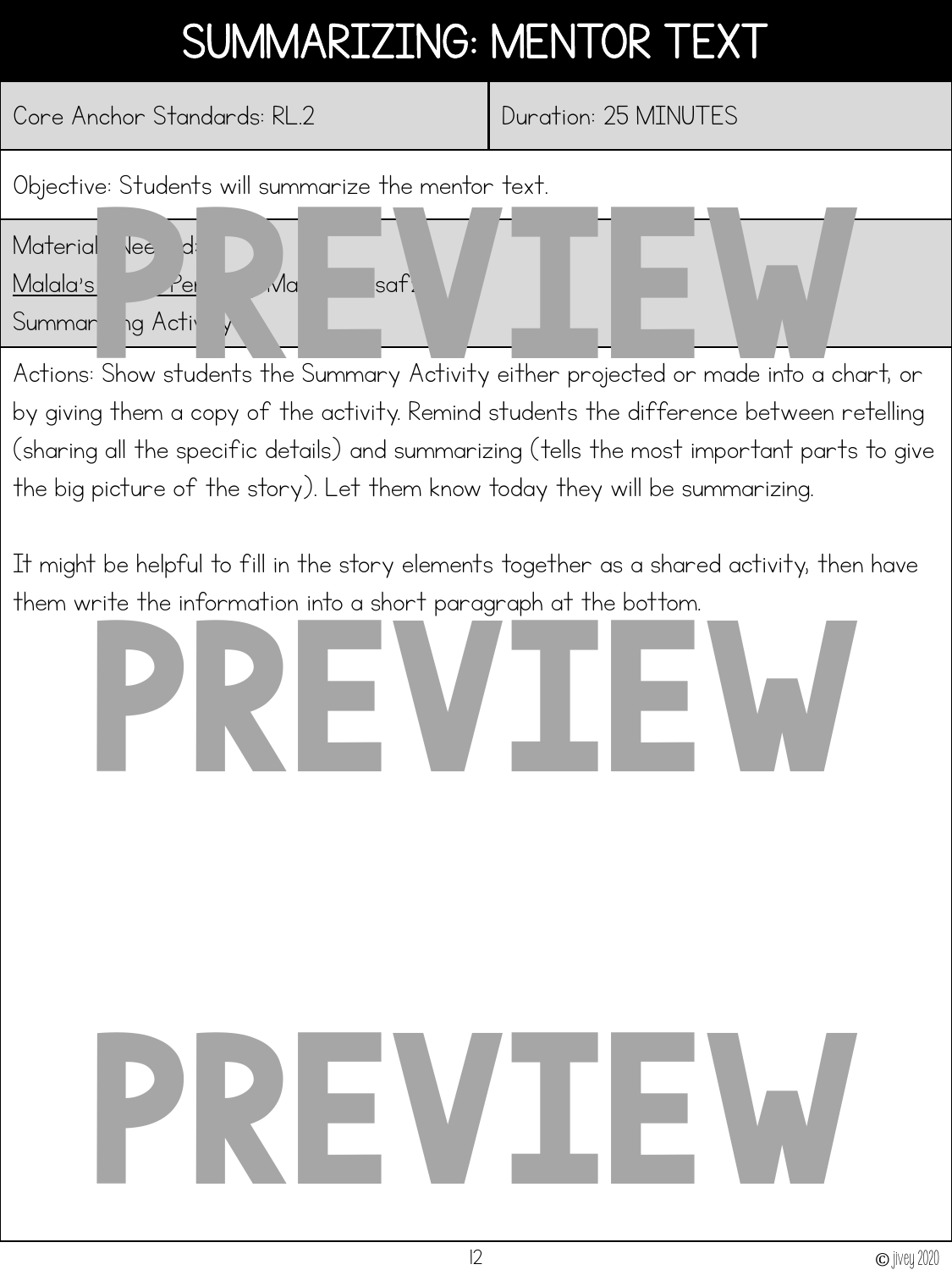# SUMMARIZING: MENTOR TEXT

| Core Anchor Standards: RL.2 | Duration: 25 MINUTES |
| --- | --- |

Objective: Students will summarize the mentor text.

Materials Needed:
Malala's Magic Pencil by Malala Yousafzai
Summarizing Activity

Actions: Show students the Summary Activity either projected or made into a chart, or by giving them a copy of the activity. Remind students the difference between retelling (sharing all the specific details) and summarizing (tells the most important parts to give the big picture of the story). Let them know today they will be summarizing.

It might be helpful to fill in the story elements together as a shared activity, then have them write the information into a short paragraph at the bottom.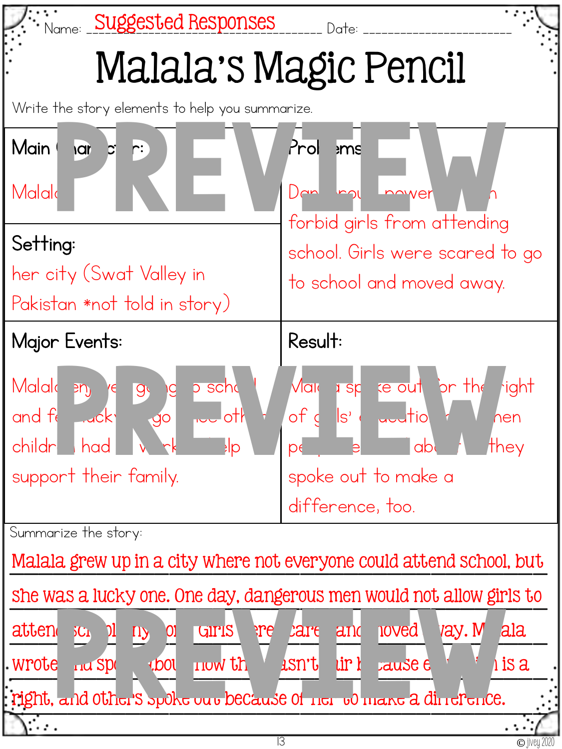Name: Suggested Responses Date: ______________________

# Malala's Magic Pencil

Write the story elements to help you summarize.

| | |
|---|---|
| **Main Character:**<br><br>Malala | **Problems:**<br><br>Dan... rou... power... n forbid girls from attending school. Girls were scared to go to school and moved away. |
| **Setting:**<br><br>her city (Swat Valley in Pakistan *not told in story) | |
| **Major Events:**<br><br>Malala enj... g... g... o school and fe... lucky... go... oth... childr... had... w... rk... elp support their family. | **Result:**<br><br>Mal... a sp... ke out for the right of g... ls' ... ucatio... ... hen pe... e... ab... they spoke out to make a difference, too. |

Summarize the story:

Malala grew up in a city where not everyone could attend school, but she was a lucky one. One day, dangerous men would not allow girls to atten... sc... ol... ny... or... Girls were... care... and... oved... way. M... ala wrote... nd sp... about how th... asn't... ir b... cause e... is a right, and others spoke out because of her to make a difference.

PREVIEW

© jivey 2020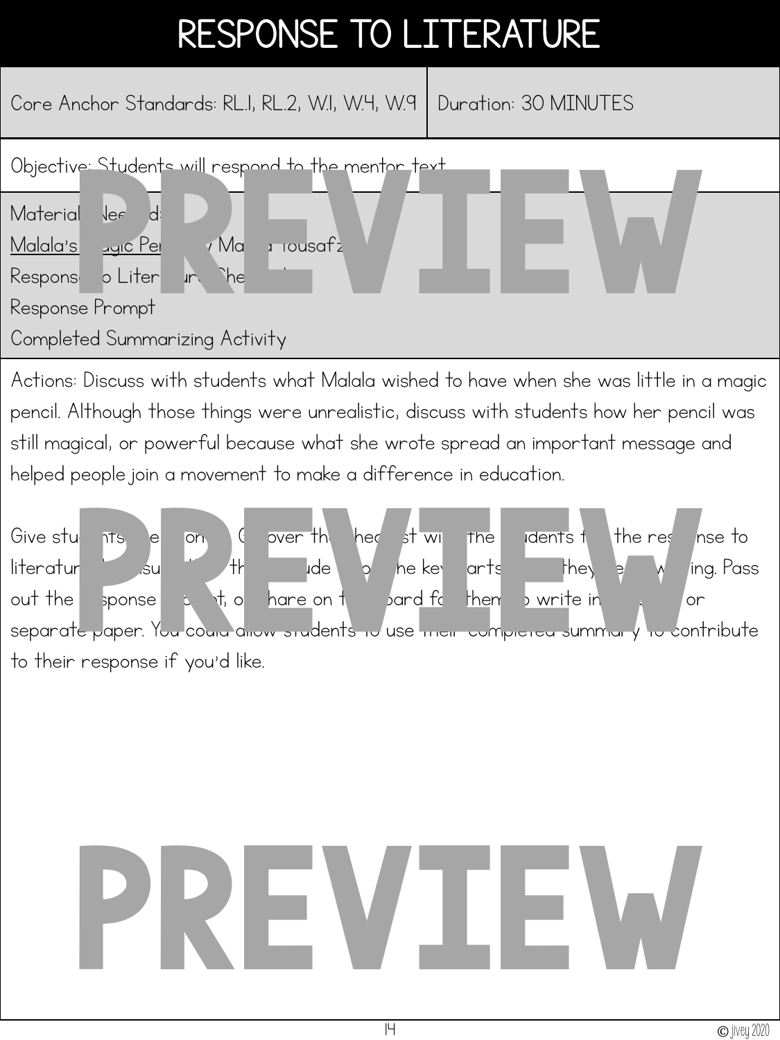# RESPONSE TO LITERATURE

| Core Anchor Standards: RL.1, RL.2, W.1, W.4, W.9 | Duration: 30 MINUTES |
|---|---|

Objective: Students will respond to the mentor text.

Materials Needed:

Malala's Magic Pencil by Malala Yousafzai

Response to Literature Checklist

Response Prompt

Completed Summarizing Activity

Actions: Discuss with students what Malala wished to have when she was little in a magic pencil. Although those things were unrealistic, discuss with students how her pencil was still magical, or powerful because what she wrote spread an important message and helped people join a movement to make a difference in education.

Give students ... Go over the checklist with the students for the response to literature ... the ... include ... the key parts ... they ... writing. Pass out the response prompt, or share on the board for them to write in ... or separate paper. You could allow students to use their completed summary to contribute to their response if you'd like.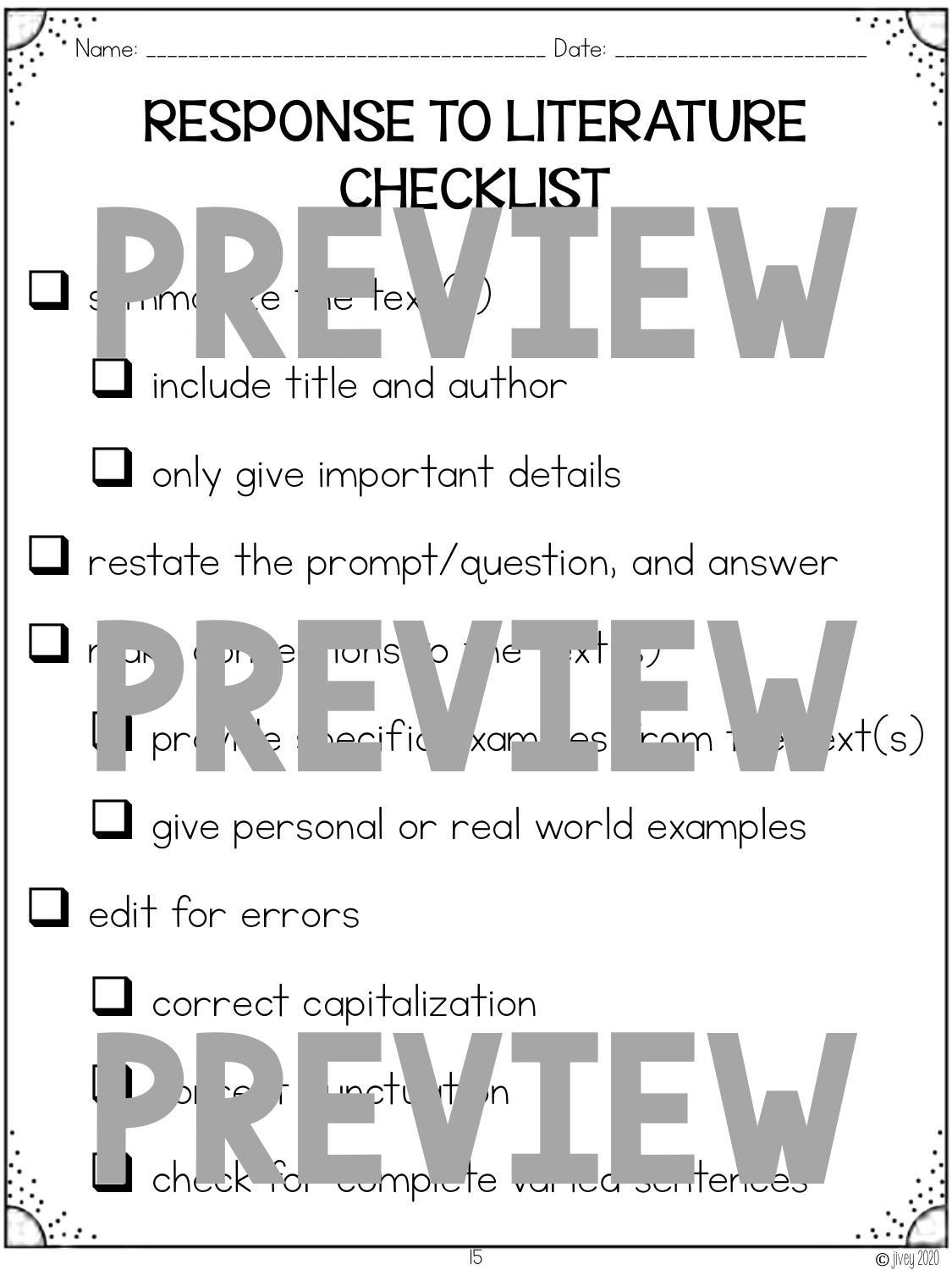Name: ______________________________ Date: ____________________

# RESPONSE TO LITERATURE CHECKLIST

- ❑ summarize the text(s)
  - ❑ include title and author
  - ❑ only give important details
- ❑ restate the prompt/question, and answer
- ❑ make connections to the text(s)
  - ❑ provide specific examples from the text(s)
  - ❑ give personal or real world examples
- ❑ edit for errors
  - ❑ correct capitalization
  - ❑ correct punctuation
  - ❑ check for complete varied sentences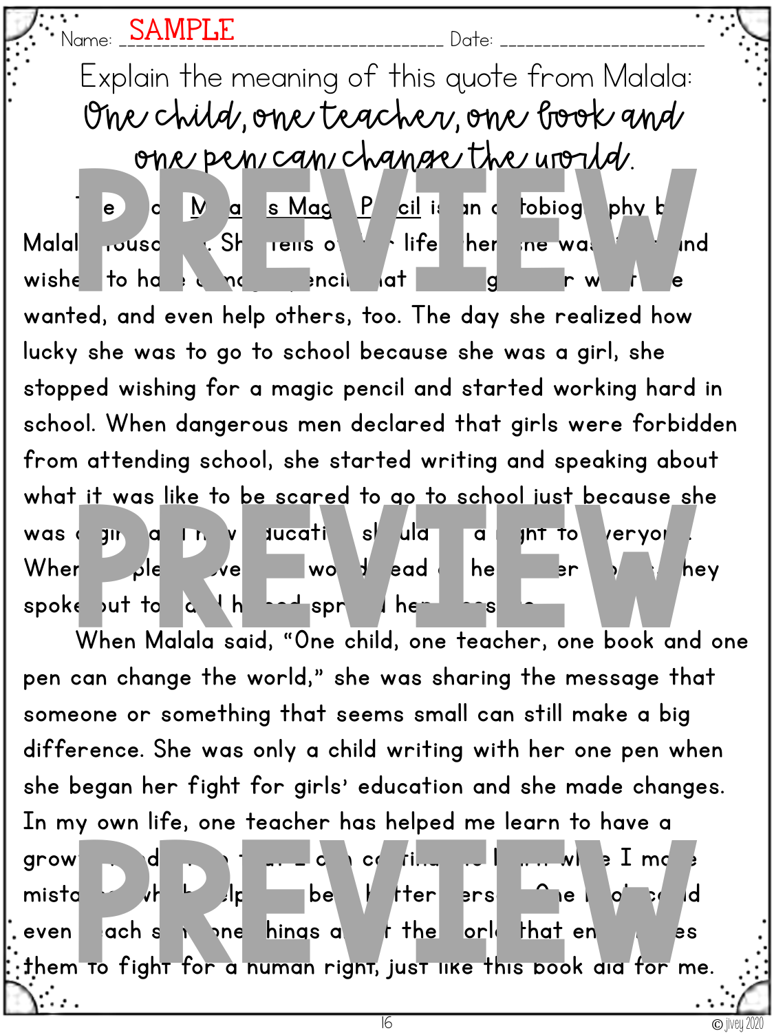Name: SAMPLE Date: ____________________

Explain the meaning of this quote from Malala:

*One child, one teacher, one book and one pen can change the world.*

T e c M a s Mag P cil is an tobiog phy b Malal ousa . Sh tells o life her she was nd wishe to ha e a ma enci at g r w r e wanted, and even help others, too. The day she realized how lucky she was to go to school because she was a girl, she stopped wishing for a magic pencil and started working hard in school. When dangerous men declared that girls were forbidden from attending school, she started writing and speaking about what it was like to be scared to go to school just because she was a gir a ducati sh uld a ght to veryon . When ple ve wo ead he er hey spoke out to a h spr he s .

When Malala said, "One child, one teacher, one book and one pen can change the world," she was sharing the message that someone or something that seems small can still make a big difference. She was only a child writing with her one pen when she began her fight for girls' education and she made changes. In my own life, one teacher has helped me learn to have a grow d c c ti l wh e I m e mista wh elp be tter ers ne o d even ach s one hings a the orl that en es them to fight for a human right, just like this book did for me.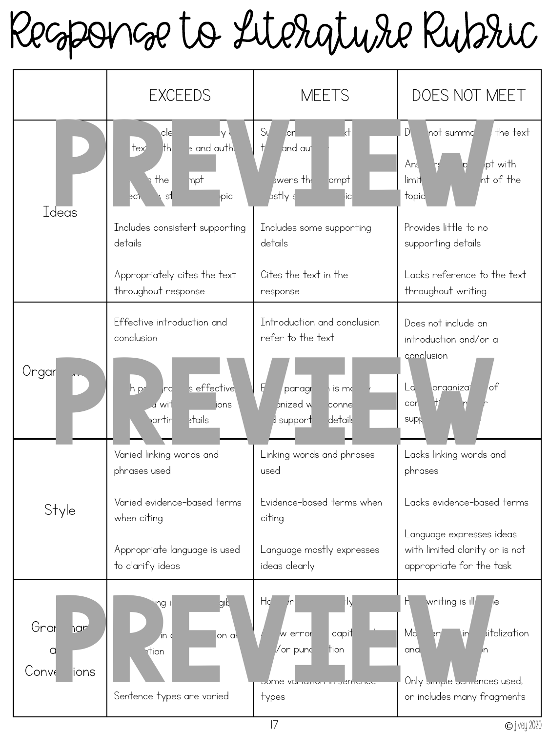# Response to Literature Rubric

| | EXCEEDS | MEETS | DOES NOT MEET |
|---|---|---|---|
| Ideas | Includes a clear summary of the text with title and author<br><br>Answers the prompt effectively, staying on topic<br><br>Includes consistent supporting details<br><br>Appropriately cites the text throughout response | Summarizes text, title and author<br><br>Answers the prompt mostly staying on topic<br><br>Includes some supporting details<br><br>Cites the text in the response | Does not summarize the text<br><br>Answers the prompt with limited development of the topic<br><br>Provides little to no supporting details<br><br>Lacks reference to the text throughout writing |
| Organization | Effective introduction and conclusion<br><br>Each paragraph is effectively organized with connections and supporting details | Introduction and conclusion refer to the text<br><br>Each paragraph is mostly organized with connections and supporting details | Does not include an introduction and/or a conclusion<br><br>Lacks organization of connections and/or supporting details |
| Style | Varied linking words and phrases used<br><br>Varied evidence-based terms when citing<br><br>Appropriate language is used to clarify ideas | Linking words and phrases used<br><br>Evidence-based terms when citing<br><br>Language mostly expresses ideas clearly | Lacks linking words and phrases<br><br>Lacks evidence-based terms<br><br>Language expresses ideas with limited clarity or is not appropriate for the task |
| Grammar and Conventions | Handwriting is legible<br><br>No errors in capitalization and punctuation<br><br>Sentence types are varied | Handwriting is mostly legible<br><br>A few errors in capitalization and/or punctuation<br><br>Some variation in sentence types | Handwriting is illegible<br><br>Many errors in capitalization and punctuation<br><br>Only simple sentences used, or includes many fragments |

© jivey 2020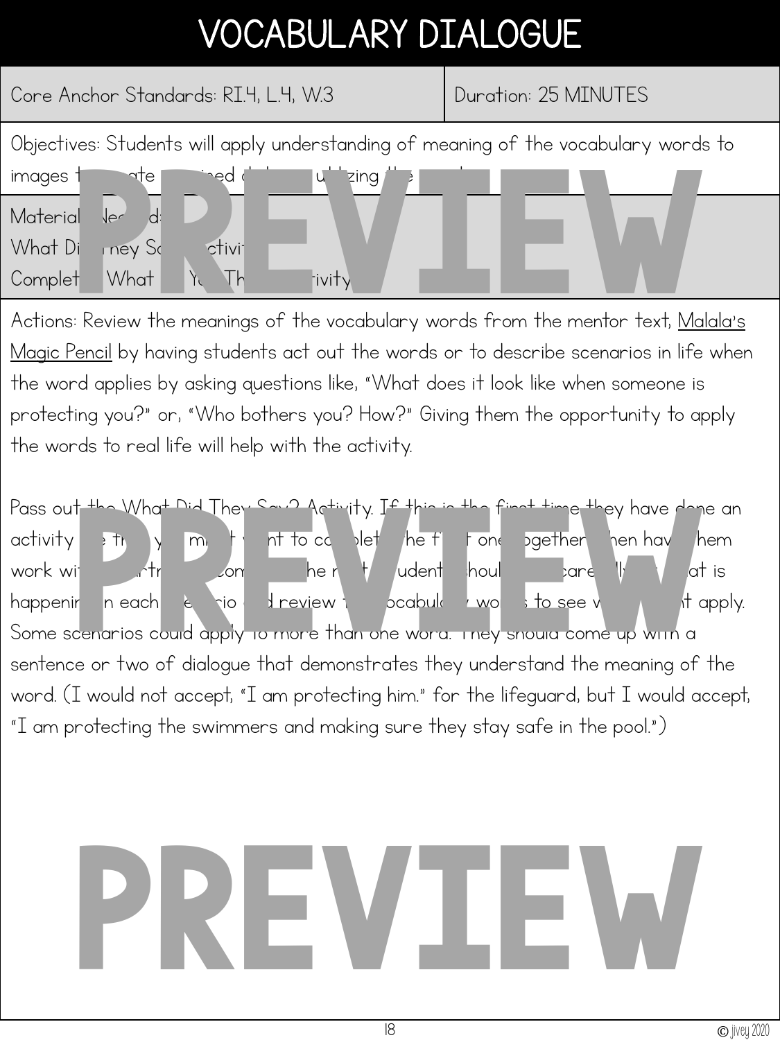# VOCABULARY DIALOGUE

| Core Anchor Standards: RI.4, L.4, W.3 | Duration: 25 MINUTES |
|---|---|

Objectives: Students will apply understanding of meaning of the vocabulary words to images t ate ined d u ing t

Material Ne d:
What Di hey S ctivit
Complet What Y Th ivity

Actions: Review the meanings of the vocabulary words from the mentor text, Malala's Magic Pencil by having students act out the words or to describe scenarios in life when the word applies by asking questions like, "What does it look like when someone is protecting you?" or, "Who bothers you? How?" Giving them the opportunity to apply the words to real life will help with the activity.

Pass out the What Did They Say? Activity. If this is the first time they have done an activity t y mi t nt to co let he f t one ogether hen hav hem work wi rt om he r udent houl care at is happenir n each e rio d review t ocabul wo s to see v t apply. Some scenarios could apply to more than one word. They should come up with a sentence or two of dialogue that demonstrates they understand the meaning of the word. (I would not accept, "I am protecting him." for the lifeguard, but I would accept, "I am protecting the swimmers and making sure they stay safe in the pool.")

PREVIEW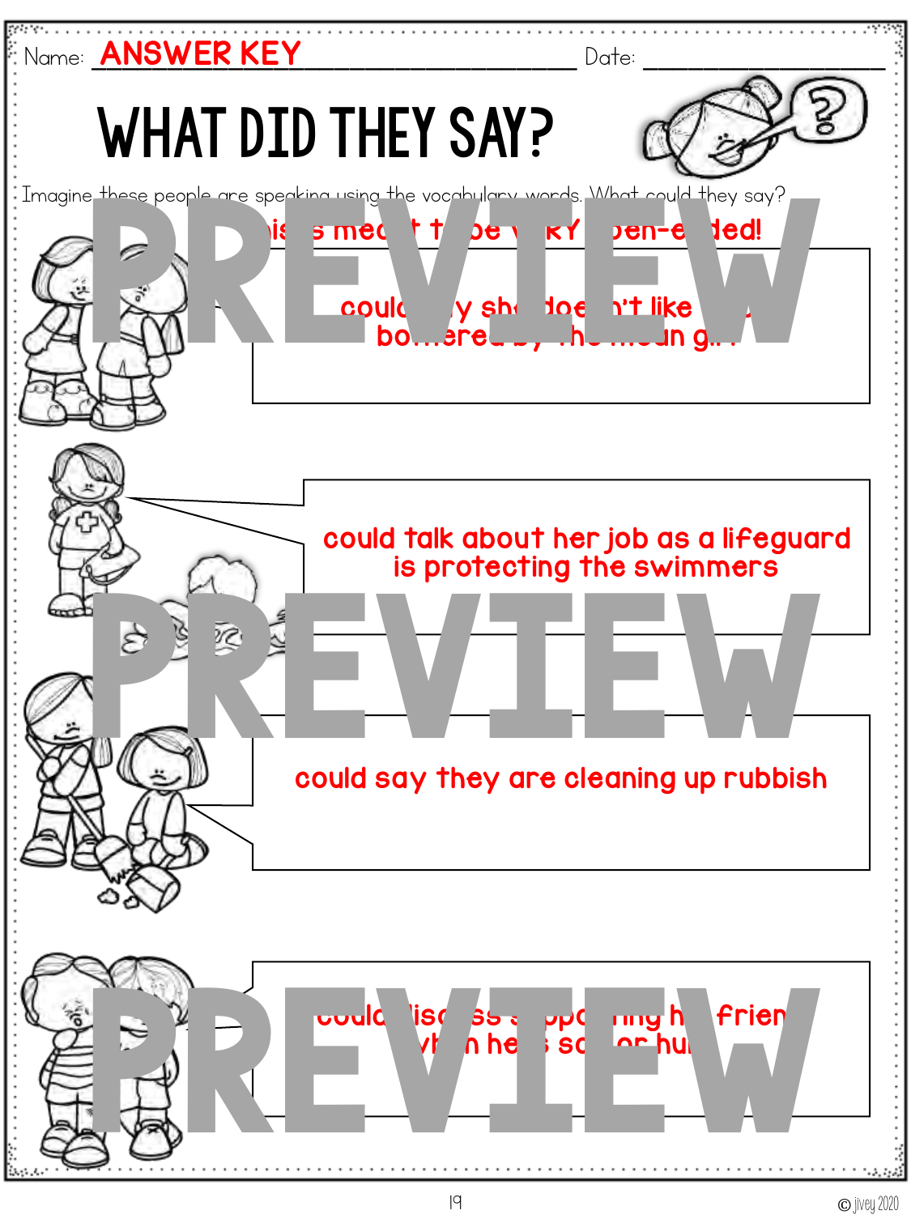Name: **ANSWER KEY** Date: ____________

# WHAT DID THEY SAY?

Imagine these people are speaking using the vocabulary words. What could they say?

**This is meant to be VERY open-ended!**

could say she doesn't like being bothered by the mean girl

could talk about her job as a lifeguard is protecting the swimmers

could say they are cleaning up rubbish

could discuss supporting his friend when he is sad or hurt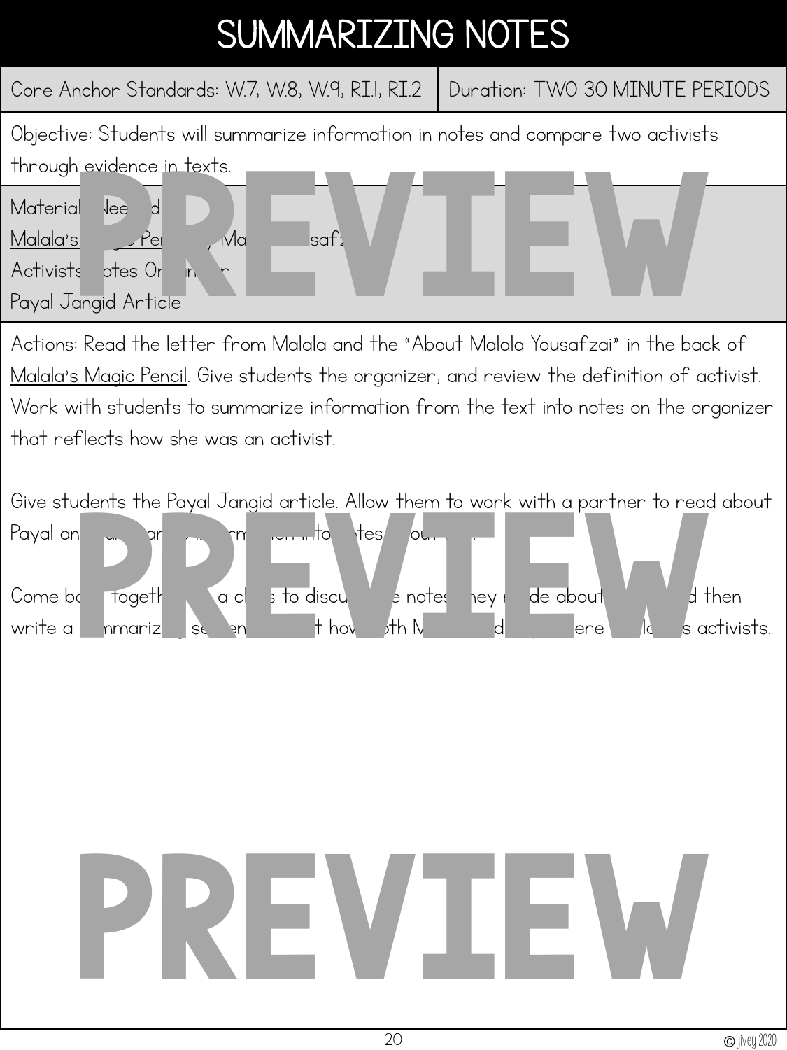# SUMMARIZING NOTES

| Core Anchor Standards: W.7, W.8, W.9, RI.1, RI.2 | Duration: TWO 30 MINUTE PERIODS |
|---|---|

Objective: Students will summarize information in notes and compare two activists through evidence in texts.

Materials Needed:
Malala's Magic Pencil by Malala Yousafzai
Activists Notes Organizer
Payal Jangid Article

Actions: Read the letter from Malala and the "About Malala Yousafzai" in the back of Malala's Magic Pencil. Give students the organizer, and review the definition of activist. Work with students to summarize information from the text into notes on the organizer that reflects how she was an activist.

Give students the Payal Jangid article. Allow them to work with a partner to read about Payal and summarize information into notes about her.

Come back together as a class to discuss the notes they made about Payal and then write a summarizing sentence about how both Malala and Payal were/are both as activists.

PREVIEW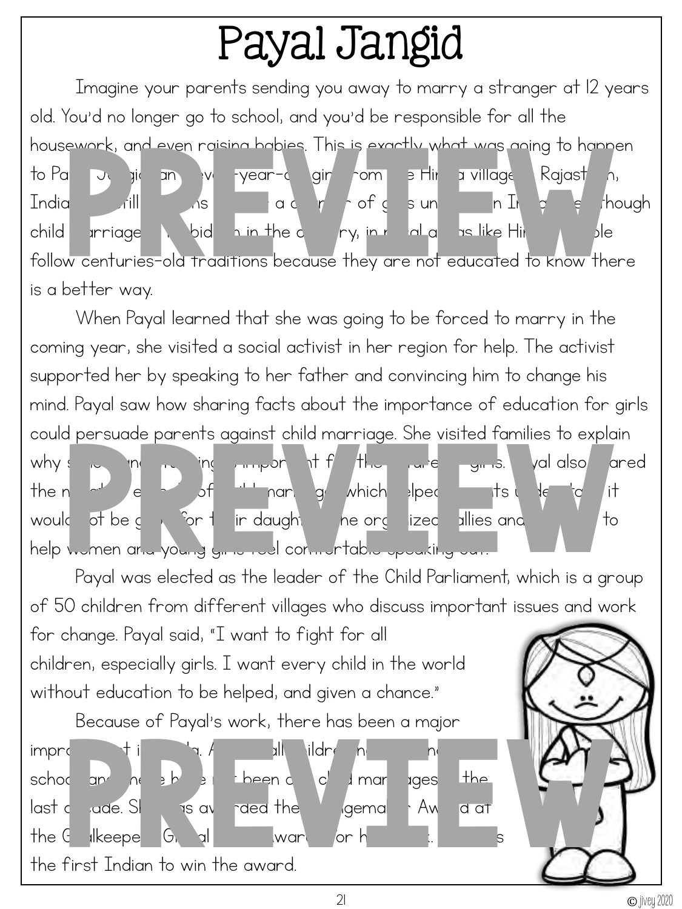# Payal Jangid

Imagine your parents sending you away to marry a stranger at 12 years old. You'd no longer go to school, and you'd be responsible for all the housework, and even raising babies. This is exactly what was going to happen to Payal Jangid, an eleven-year-old girl from the Hinsla village in Rajasthan, India. It still happens to a number of girls under 18 in India, even though child marriage is forbidden in the country. In rural areas like Hinsla, people follow centuries-old traditions because they are not educated to know there is a better way.

When Payal learned that she was going to be forced to marry in the coming year, she visited a social activist in her region for help. The activist supported her by speaking to her father and convincing him to change his mind. Payal saw how sharing facts about the importance of education for girls could persuade parents against child marriage. She visited families to explain why school was so important for the future of girls. Payal also shared the negative effects of child marriage, which helped parents understand it would not be good for their daughters. She organized rallies and [...] to help women and young girls feel comfortable speaking out.

Payal was elected as the leader of the Child Parliament, which is a group of 50 children from different villages who discuss important issues and work for change. Payal said, "I want to fight for all children, especially girls. I want every child in the world without education to be helped, and given a chance."

Because of Payal's work, there has been a major improvement in Hinsla. A[...] all children n[...] school and there have not been any child marriages in the last decade. She was awarded the Changemaker Award at the Goalkeepers Global Goals Award for her work. She was the first Indian to win the award.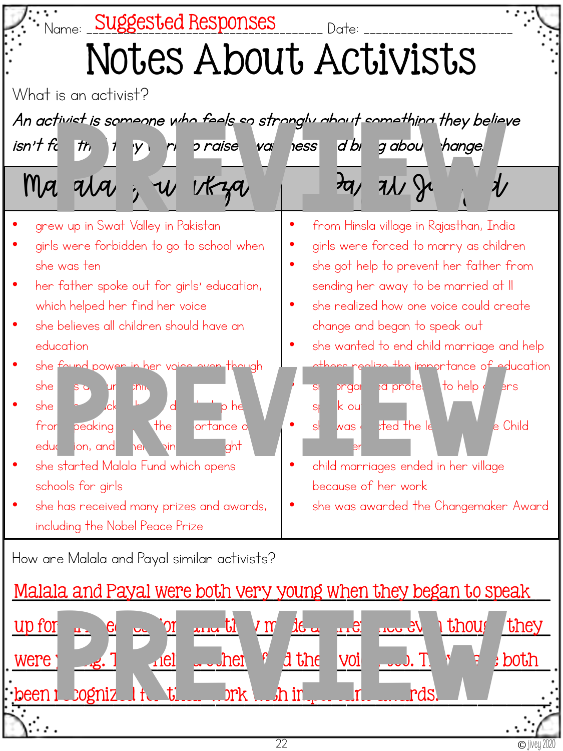Name: Suggested Responses Date: ______________________

# Notes About Activists

What is an activist?

*An activist is someone who feels so strongly about something they believe isn't f... th... y ... ri... o raise ...wa...ness ...d br...g abou... hange.*

PREVIEW

| Ma...ala ...u...zai | Pa...al J... | 
|---|---|
| • grew up in Swat Valley in Pakistan<br>• girls were forbidden to go to school when she was ten<br>• her father spoke out for girls' education, which helped her find her voice<br>• she believes all children should have an education<br>• she found power in her voice even though she ...s ...ur...chi...<br>• she ... ck... d... o he... fro... peaking ... the ...ortance o... edu...ion, and ...he... in... ght<br>• she started Malala Fund which opens schools for girls<br>• she has received many prizes and awards, including the Nobel Peace Prize | • from Hinsla village in Rajasthan, India<br>• girls were forced to marry as children<br>• she got help to prevent her father from sending her away to be married at 11<br>• she realized how one voice could create change and began to speak out<br>• she wanted to end child marriage and help others realize the importance of education<br>• s... orga...ed prote... to help o...ers sp...k ou...<br>• s... was ...cted the le... e Child ...er...<br>• child marriages ended in her village because of her work<br>• she was awarded the Changemaker Award |

PREVIEW

How are Malala and Payal similar activists?

Malala and Payal were both very young when they began to speak up for ... e... ...on ... th... y m...de a ...re... ...ce ev...n thoug... they were ...g. T... ...el... ...her... ...d the... voi... ...o. T... ...e both been r...cognized f... th... ...ork ...h in...p... ...rds.

PREVIEW

© jivey 2020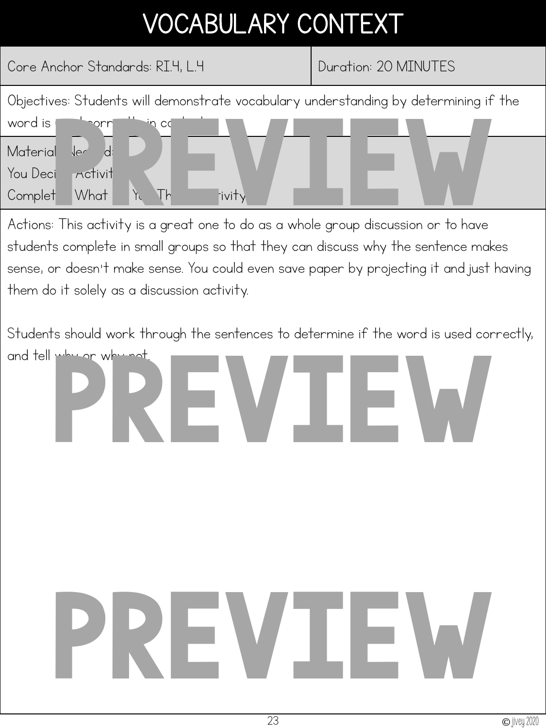# VOCABULARY CONTEXT

| Core Anchor Standards: RI.4, L.4 | Duration: 20 MINUTES |
|---|---|
| Objectives: Students will demonstrate vocabulary understanding by determining if the word is used correctly in context. | |
| Materials Needed: You Decide Activity; Complete What You Think Activity | |

Actions: This activity is a great one to do as a whole group discussion or to have students complete in small groups so that they can discuss why the sentence makes sense, or doesn't make sense. You could even save paper by projecting it and just having them do it solely as a discussion activity.

Students should work through the sentences to determine if the word is used correctly, and tell why or why not.

PREVIEW

PREVIEW

PREVIEW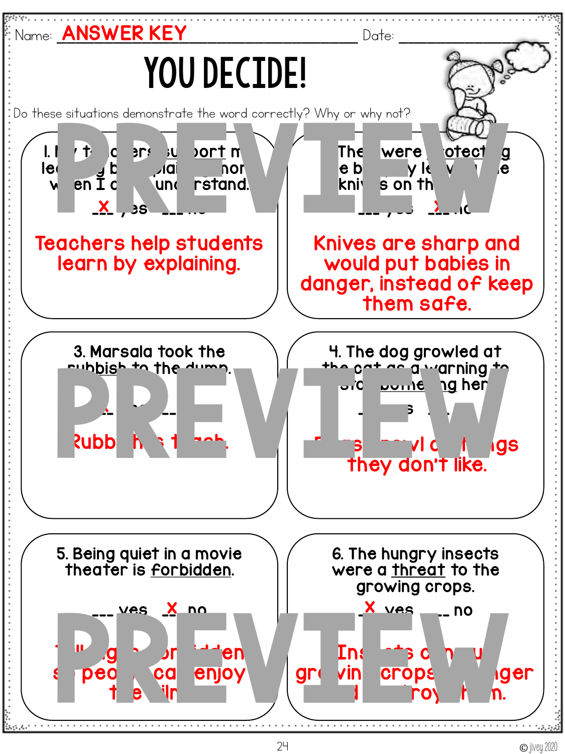Name: **ANSWER KEY** Date: ______________

# YOU DECIDE!

Do these situations demonstrate the word correctly? Why or why not?

**1.** My teachers support me learning by explaining more when I don't understand.

__X__ yes ___ no

Teachers help students learn by explaining.

**2.** They were protecting the baby by leaving the knives on the ...

___ yes __X__ no

Knives are sharp and would put babies in danger, instead of keep them safe.

**3.** Marsala took the rubbish to the dump.

__X__ yes ___ no

Rubbish is trash.

**4.** The dog growled at the cat as a warning to stop bothering her.

__X__ yes ___ no

Dogs growl at things they don't like.

**5.** Being quiet in a movie theater is forbidden.

___ yes __X__ no

Talking is forbidden so people can enjoy the film.

**6.** The hungry insects were a threat to the growing crops.

__X__ yes ___ no

Insects can ruin growing crops ... destroy them.

© jivey 2020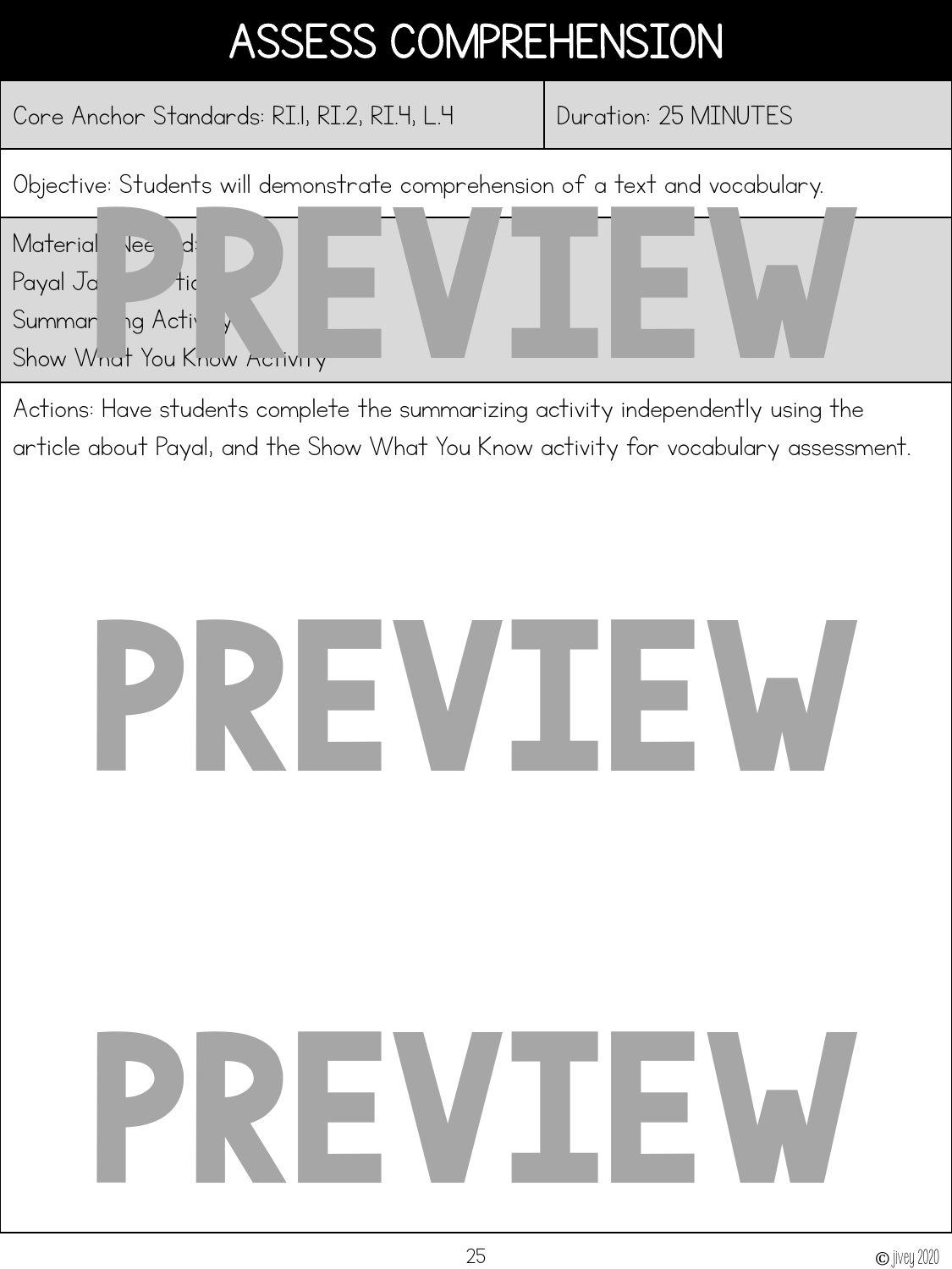# ASSESS COMPREHENSION

| Core Anchor Standards: RI.1, RI.2, RI.4, L.4 | Duration: 25 MINUTES |
|---|---|

Objective: Students will demonstrate comprehension of a text and vocabulary.

Materials Needed:
Payal Ja... tic...
Summarizing Activity
Show What You Know Activity

Actions: Have students complete the summarizing activity independently using the article about Payal, and the Show What You Know activity for vocabulary assessment.

© jivey 2020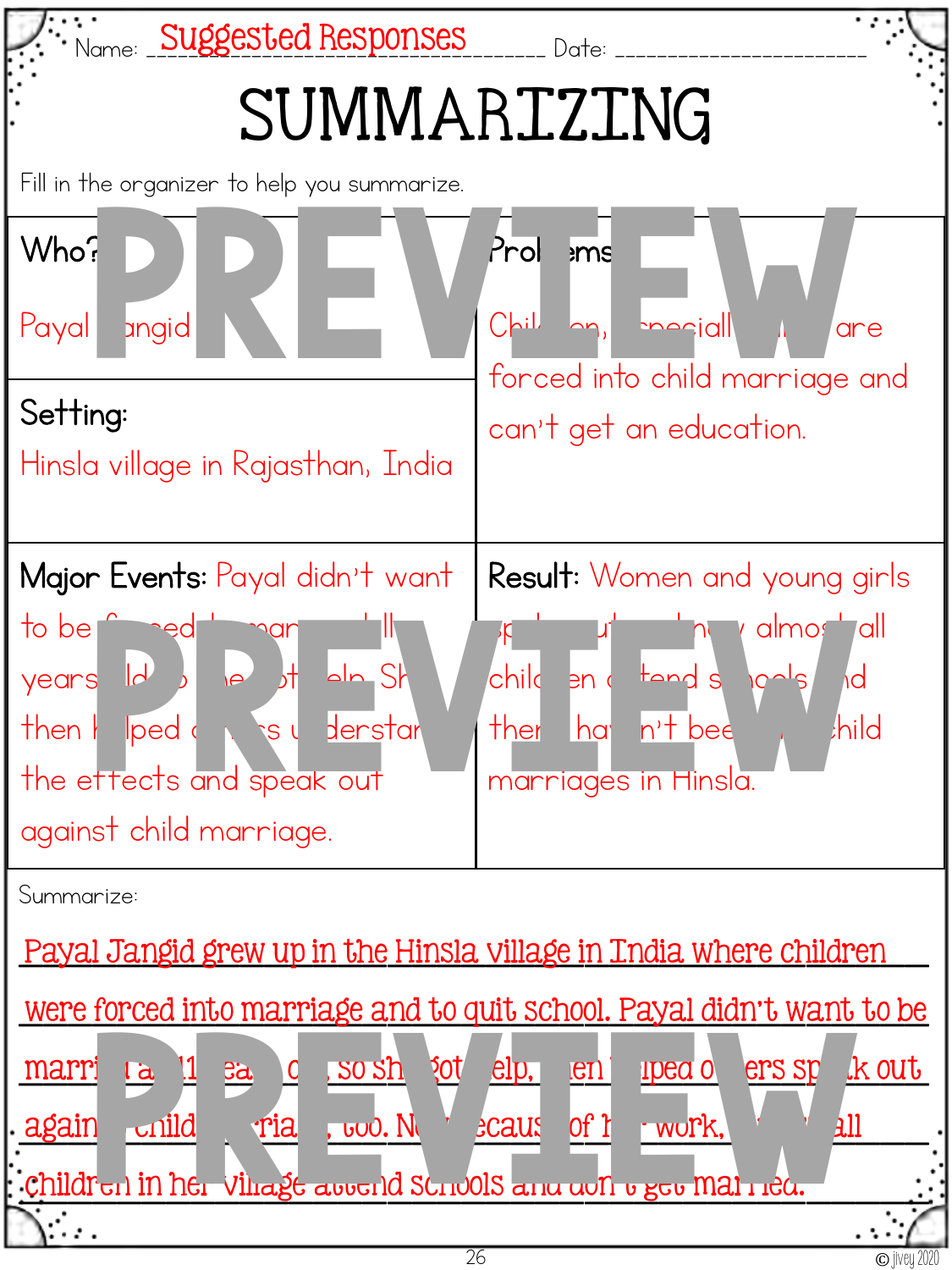Name: Suggested Responses Date:

# SUMMARIZING

Fill in the organizer to help you summarize.

**Who?**

Payal Jangid

**Setting:**

Hinsla village in Rajasthan, India

**Problems:**

Children, especially girls, are forced into child marriage and can't get an education.

**Major Events:** Payal didn't want to be forced to marry at 11 years old so she got help. She then helped others understand the effects and speak out against child marriage.

**Result:** Women and young girls speak out and now almost all children attend schools and there haven't been any child marriages in Hinsla.

Summarize:

Payal Jangid grew up in the Hinsla village in India where children were forced into marriage and to quit school. Payal didn't want to be married at 11 years old, so she got help, then helped others speak out against child marriage, too. Now because of her work, almost all children in her village attend schools and don't get married.

PREVIEW

© jivey 2020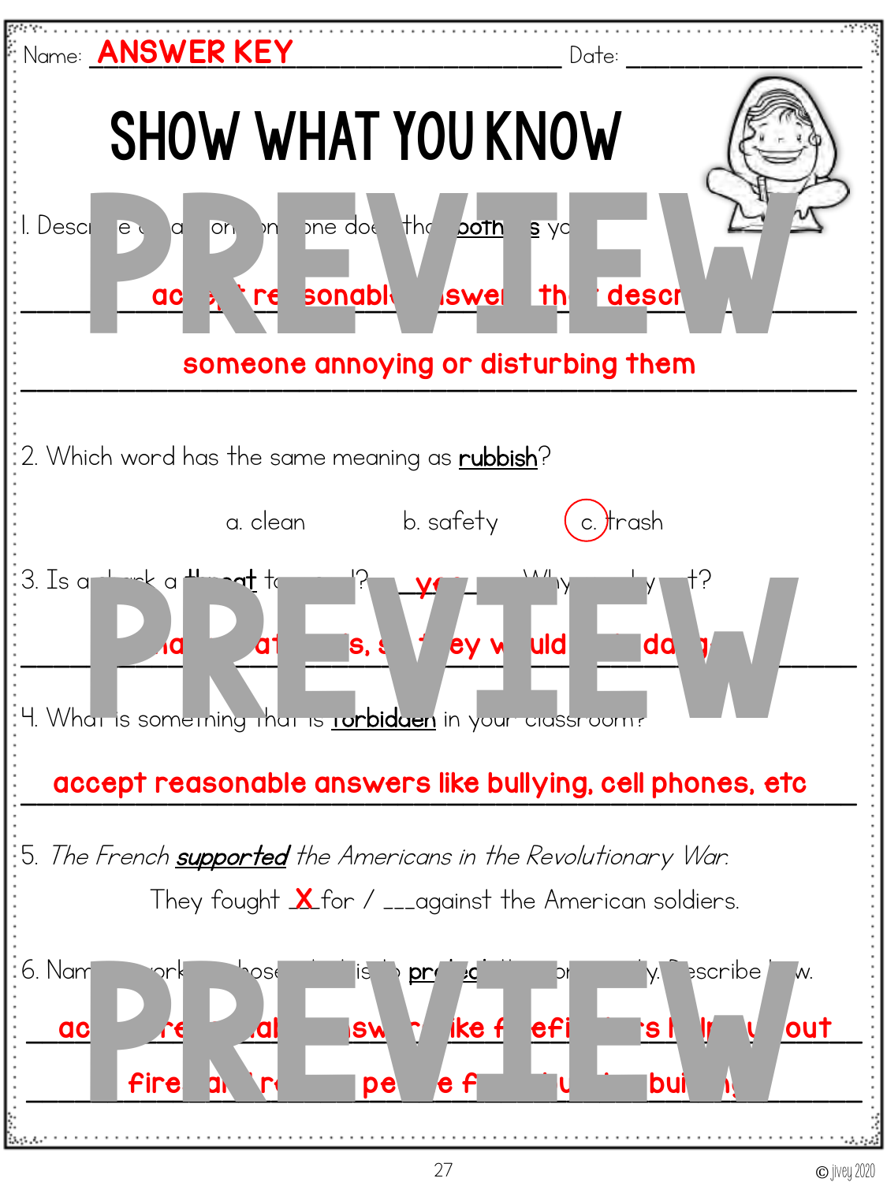Name: **ANSWER KEY** Date: ____________________

# SHOW WHAT YOU KNOW

PREVIEW

1. Descr e a on one do th **both s** yo

ac re sonabl swe th descr

someone annoying or disturbing them

2. Which word has the same meaning as **rubbish**?

a. clean b. safety c. trash (circled)

3. Is a a **t** t ? ye Wh ? 

a at s, ey uld da

PREVIEW

4. Wha is something tha is **forbidden** in your classroom?

accept reasonable answers like bullying, cell phones, etc

5. *The French **supported** the Americans in the Revolutionary War.*

They fought X for / ___against the American soldiers.

6. Nam ork ose is pr y. escribe w.

ac al sw ike efi s l out

fire ai pe e f bui

PREVIEW

© jivey 2020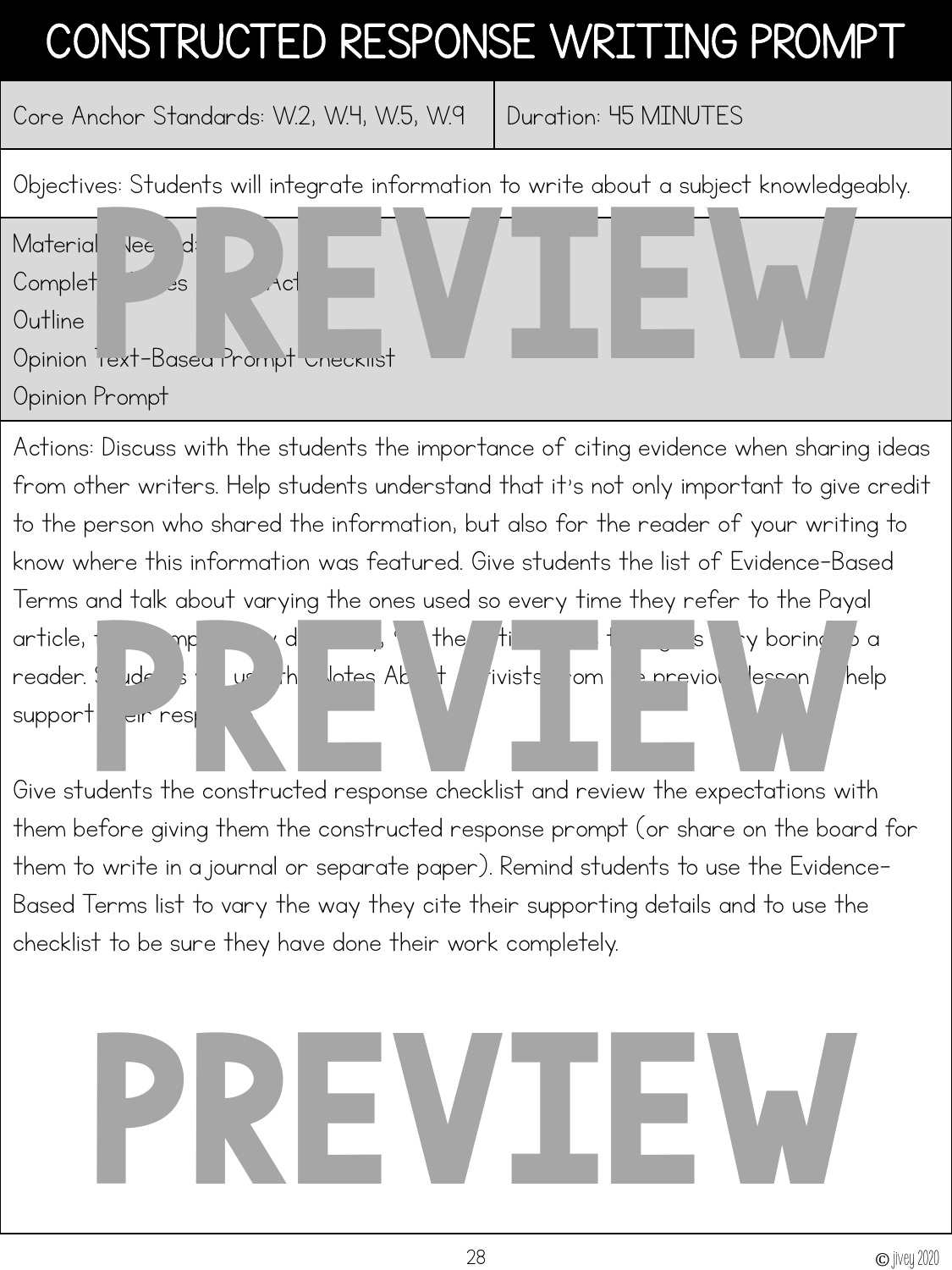# CONSTRUCTED RESPONSE WRITING PROMPT

| Core Anchor Standards: W.2, W.4, W.5, W.9 | Duration: 45 MINUTES |
|---|---|

Objectives: Students will integrate information to write about a subject knowledgeably.

Materials Needed:
Completed Notes About Activists
Outline
Opinion Text-Based Prompt Checklist
Opinion Prompt

Actions: Discuss with the students the importance of citing evidence when sharing ideas from other writers. Help students understand that it's not only important to give credit to the person who shared the information, but also for the reader of your writing to know where this information was featured. Give students the list of Evidence-Based Terms and talk about varying the ones used so every time they refer to the Payal article, they don't simply say "the article says" because it gets very boring to a reader. Students will use the Notes About Activists from the previous lesson to help support their response.

Give students the constructed response checklist and review the expectations with them before giving them the constructed response prompt (or share on the board for them to write in a journal or separate paper). Remind students to use the Evidence-Based Terms list to vary the way they cite their supporting details and to use the checklist to be sure they have done their work completely.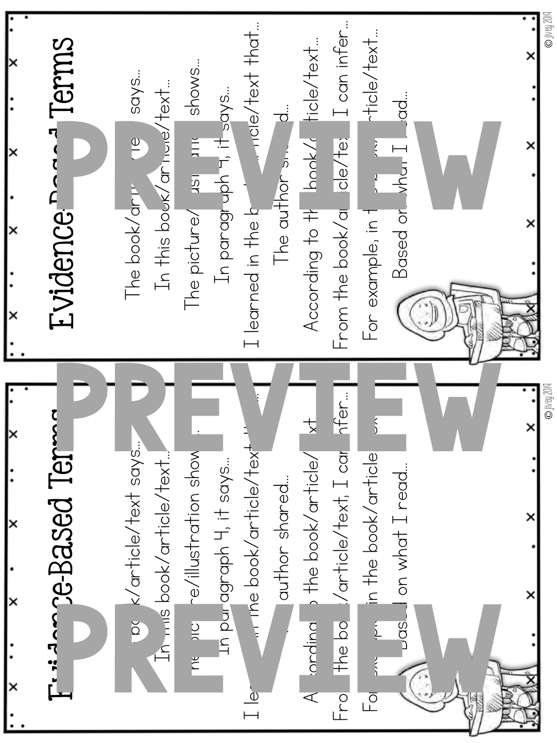# Evidence-Based Terms

The book/article/text says...

In this book/article/text...

The picture/illustration shows...

In paragraph 4, it says...

I learned in the book/article/text that...

The author shared...

According to the book/article/text...

From the book/article/text, I can infer...

For example, in the book/article/text...

Based on what I read...

# Evidence-Based Terms

The book/article/text says...

In this book/article/text...

The picture/illustration shows...

In paragraph 4, it says...

I learned in the book/article/text that...

The author shared...

According to the book/article/text...

From the book/article/text, I can infer...

For example, in the book/article/text...

Based on what I read...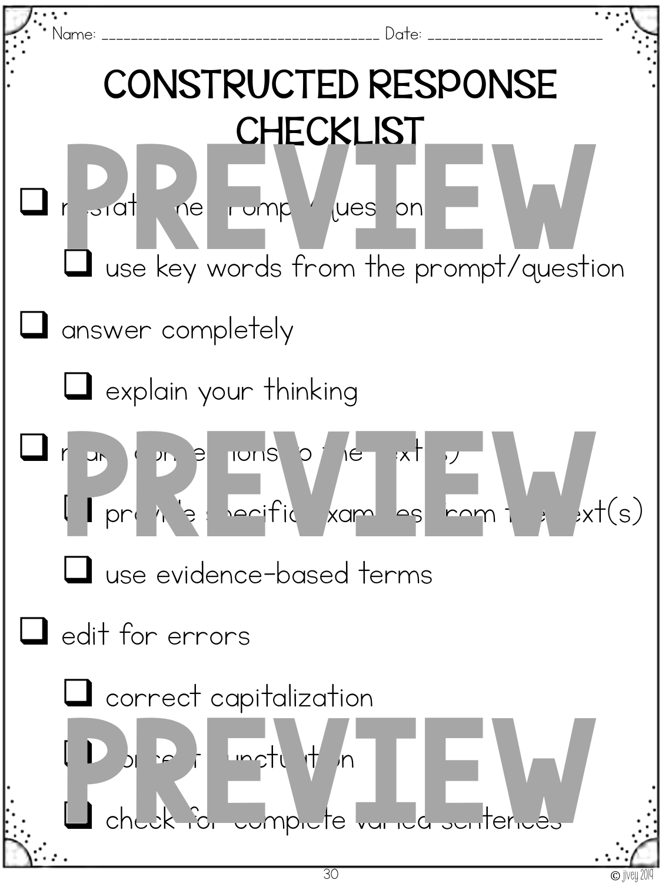Name: ________________________________ Date: ____________________

# CONSTRUCTED RESPONSE CHECKLIST

- ❑ restate the prompt/question
  - ❑ use key words from the prompt/question
- ❑ answer completely
  - ❑ explain your thinking
- ❑ make connections to the text(s)
  - ❑ provide specific examples from the text(s)
  - ❑ use evidence-based terms
- ❑ edit for errors
  - ❑ correct capitalization
  - ❑ correct punctuation
  - ❑ check for complete varied sentences

© jivey 2019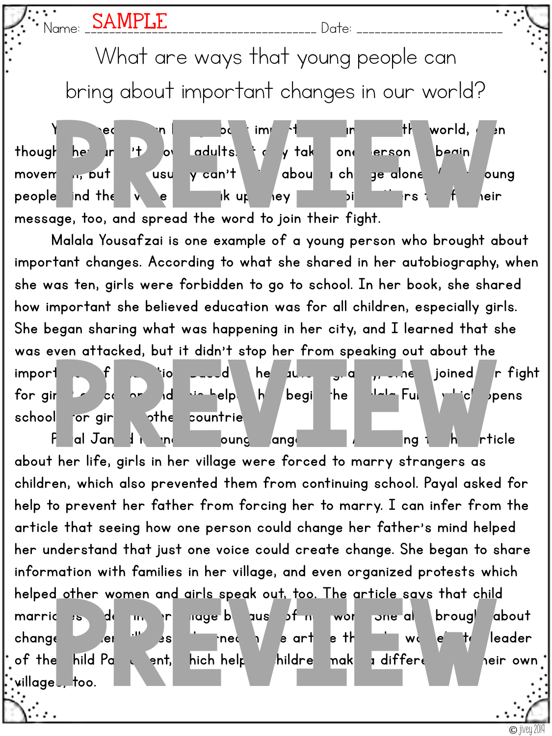# What are ways that young people can bring about important changes in our world?

Young people can bring about important changes in the world, even though they aren't grown adults. It only takes one person to begin a movement, but they usually can't bring about a change alone. When young people find their voice and speak up, they inspire others to join their message, too, and spread the word to join their fight.

Malala Yousafzai is one example of a young person who brought about important changes. According to what she shared in her autobiography, when she was ten, girls were forbidden to go to school. In her book, she shared how important she believed education was for all children, especially girls. She began sharing what was happening in her city, and I learned that she was even attacked, but it didn't stop her from speaking out about the importance of education. Based on her autobiography, others joined her fight for girls' education, and with their help, she began the Malala Fund, which opens schools for girls in other countries.

Payal Jangid is another young changemaker. According to the article about her life, girls in her village were forced to marry strangers as children, which also prevented them from continuing school. Payal asked for help to prevent her father from forcing her to marry. I can infer from the article that seeing how one person could change her father's mind helped her understand that just one voice could create change. She began to share information with families in her village, and even organized protests which helped other women and girls speak out, too. The article says that child marriages have ended in her village because of her work. She also brought about change in other villages. I learned in the article that she was elected to be leader of the Child Parliament, which helps children make a difference in their own villages, too.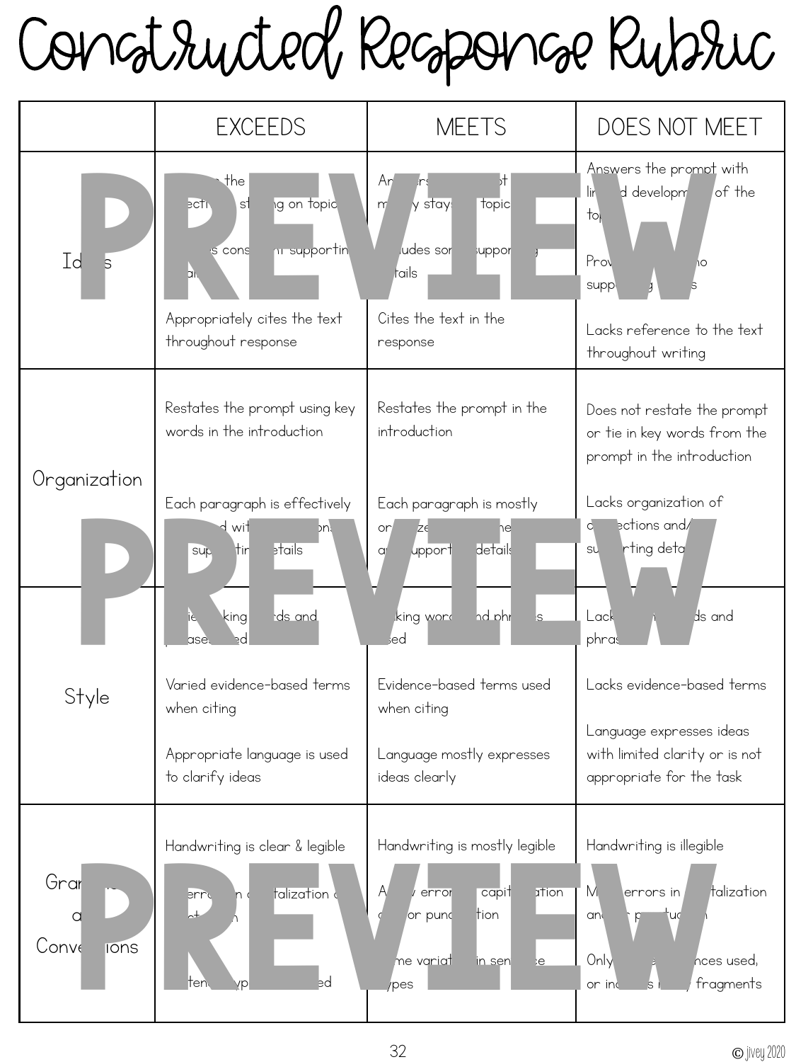# Constructed Response Rubric

| | EXCEEDS | MEETS | DOES NOT MEET |
|---|---|---|---|
| Id...s | ... the ... ecti... st...ing on topic<br><br>...s cons...nt supportin... ai...<br><br>Appropriately cites the text throughout response | An...rs ... ot m...y stays ... topic<br><br>...udes som... suppor... ...tails<br><br>Cites the text in the response | Answers the prompt with li...d developm... of the top...<br><br>Prov... no supp...g ...s<br><br>Lacks reference to the text throughout writing |
| Organization | Restates the prompt using key words in the introduction<br><br>Each paragraph is effectively ...d wit... ...on... ... sup...tin... ...etails | Restates the prompt in the introduction<br><br>Each paragraph is mostly or...ze... ...he... a... upport... details | Does not restate the prompt or tie in key words from the prompt in the introduction<br><br>Lacks organization of c...ections and/... su...rting deta... |
| Style | ...ie... ...king ...rds and ...ase... ...ed<br><br>Varied evidence-based terms when citing<br><br>Appropriate language is used to clarify ideas | ...king word... ...nd phr...s ...sed<br><br>Evidence-based terms used when citing<br><br>Language mostly expresses ideas clearly | Lack... ...ds and phras...<br><br>Lacks evidence-based terms<br><br>Language expresses ideas with limited clarity or is not appropriate for the task |
| Gram... a... Conve...ions | Handwriting is clear & legible<br><br>...erro... ...n c...talization ... ...ct...n<br><br>...ten... ...yp... ...ed | Handwriting is mostly legible<br><br>A... ...w erro... ... capit...ation ... or punc...tion<br><br>...me variat... in sen...ce types | Handwriting is illegible<br><br>M... errors in ...talization and... p...tu...n<br><br>Only ... ...nces used, or inc...s m... fragments |

© jivey 2020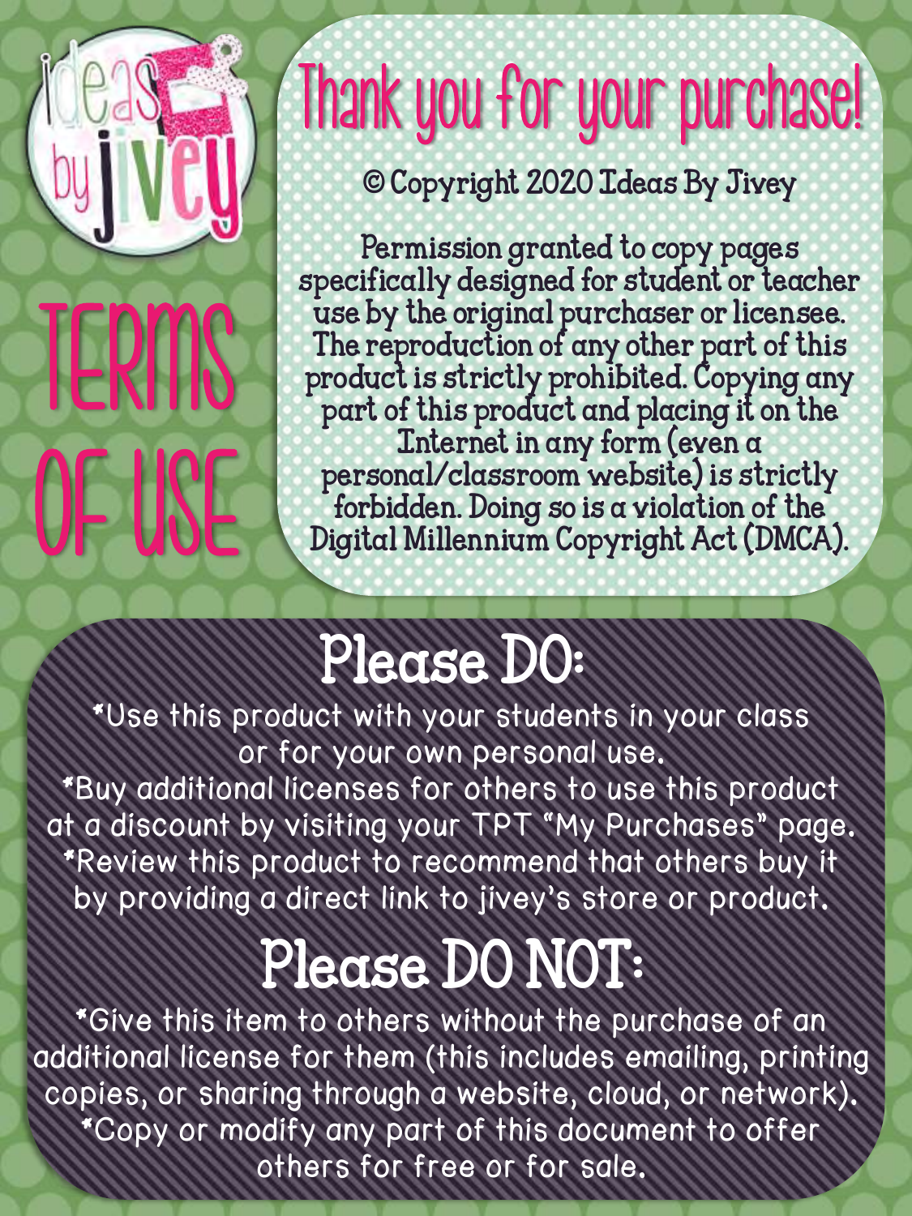ideas by jivey

# TERMS OF USE

## Thank you for your purchase!

© Copyright 2020 Ideas By Jivey

Permission granted to copy pages specifically designed for student or teacher use by the original purchaser or licensee. The reproduction of any other part of this product is strictly prohibited. Copying any part of this product and placing it on the Internet in any form (even a personal/classroom website) is strictly forbidden. Doing so is a violation of the Digital Millennium Copyright Act (DMCA).

## Please DO:

*Use this product with your students in your class or for your own personal use.
*Buy additional licenses for others to use this product at a discount by visiting your TPT "My Purchases" page.
*Review this product to recommend that others buy it by providing a direct link to jivey's store or product.

## Please DO NOT:

*Give this item to others without the purchase of an additional license for them (this includes emailing, printing copies, or sharing through a website, cloud, or network).
*Copy or modify any part of this document to offer others for free or for sale.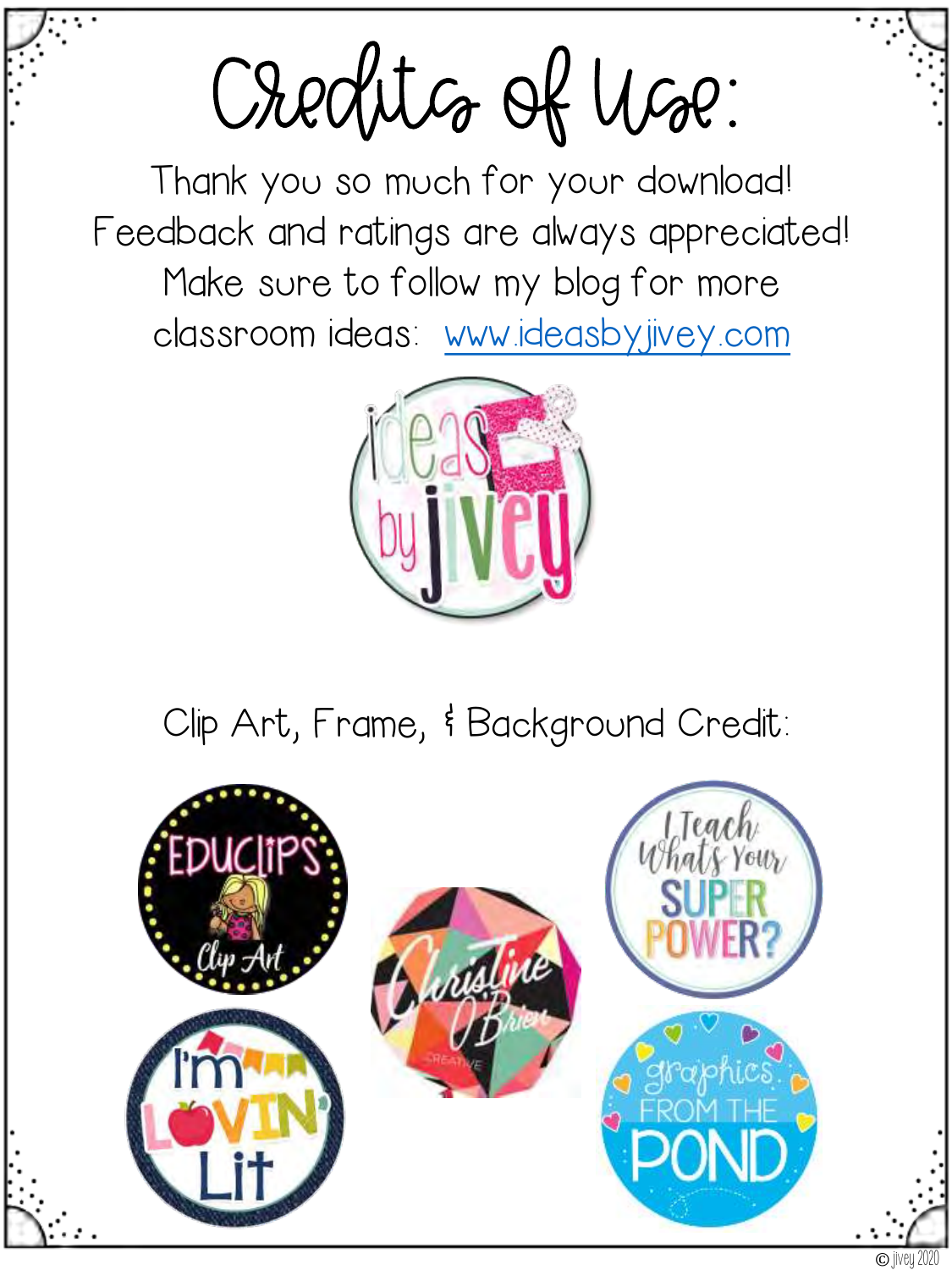# Credits of Use:

Thank you so much for your download!
Feedback and ratings are always appreciated!
Make sure to follow my blog for more classroom ideas: [www.ideasbyjivey.com](http://www.ideasbyjivey.com)

Clip Art, Frame, & Background Credit: